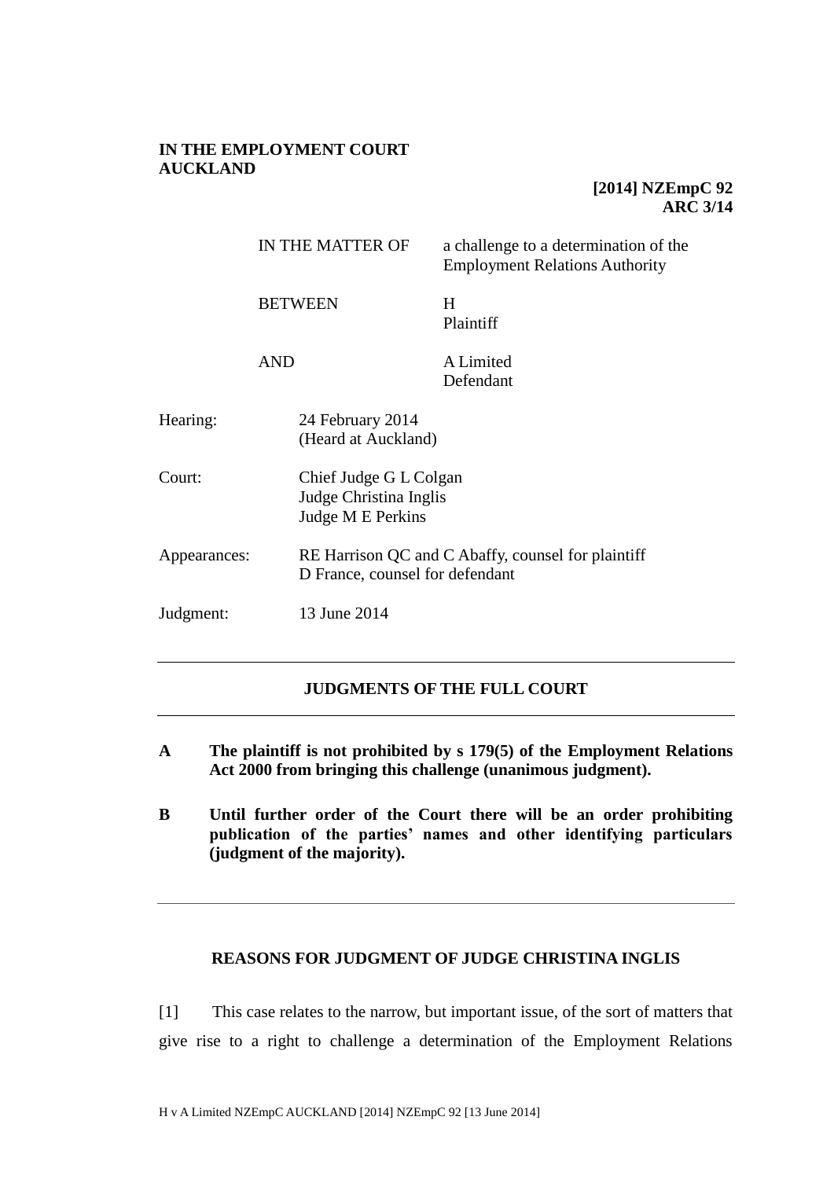**IN THE EMPLOYMENT COURT AUCKLAND**

**[2014] NZEmpC 92**
**ARC 3/14**

| | |
|---|---|
| IN THE MATTER OF | a challenge to a determination of the Employment Relations Authority |
| BETWEEN | H<br>Plaintiff |
| AND | A Limited<br>Defendant |

| | |
|---|---|
| Hearing: | 24 February 2014<br>(Heard at Auckland) |
| Court: | Chief Judge G L Colgan<br>Judge Christina Inglis<br>Judge M E Perkins |
| Appearances: | RE Harrison QC and C Abaffy, counsel for plaintiff<br>D France, counsel for defendant |
| Judgment: | 13 June 2014 |

---

## JUDGMENTS OF THE FULL COURT

---

**A The plaintiff is not prohibited by s 179(5) of the Employment Relations Act 2000 from bringing this challenge (unanimous judgment).**

**B Until further order of the Court there will be an order prohibiting publication of the parties' names and other identifying particulars (judgment of the majority).**

---

## REASONS FOR JUDGMENT OF JUDGE CHRISTINA INGLIS

[1] This case relates to the narrow, but important issue, of the sort of matters that give rise to a right to challenge a determination of the Employment Relations

H v A Limited NZEmpC AUCKLAND [2014] NZEmpC 92 [13 June 2014]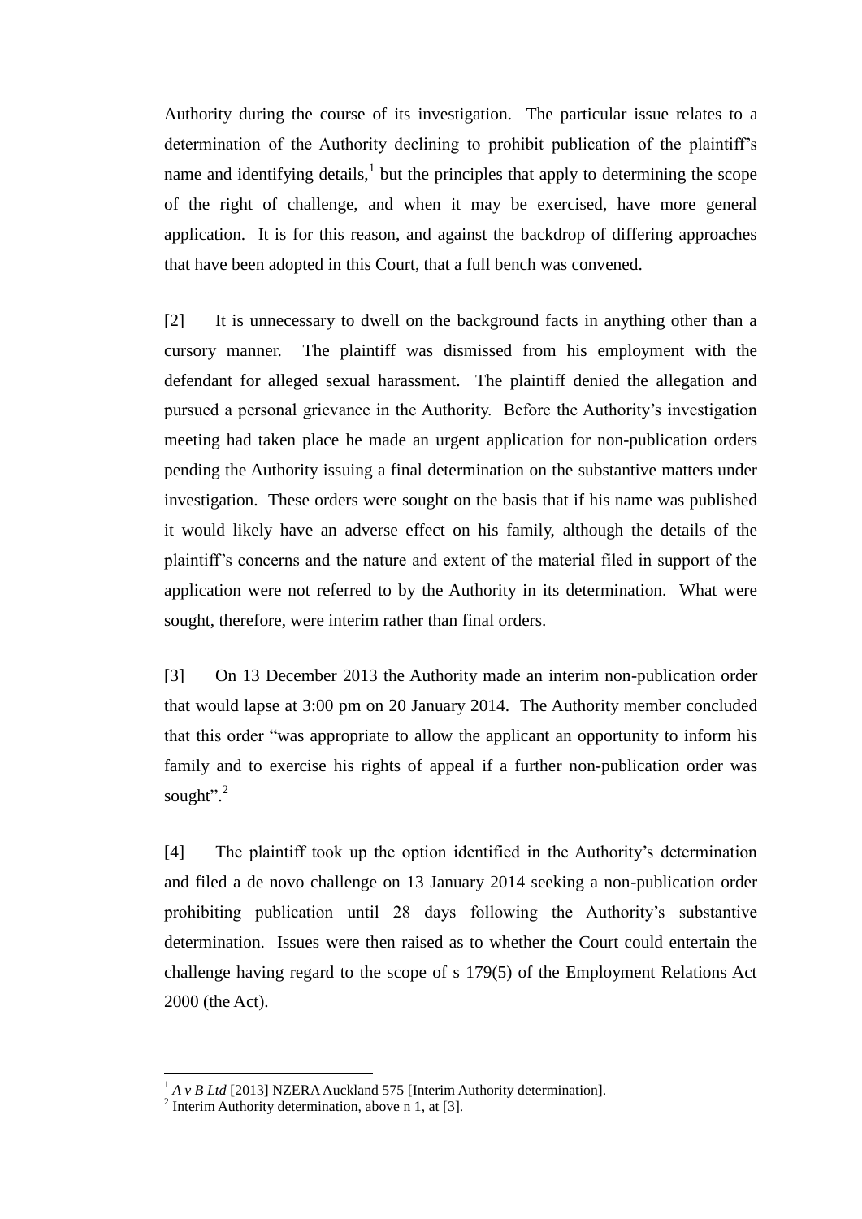Authority during the course of its investigation. The particular issue relates to a determination of the Authority declining to prohibit publication of the plaintiff's name and identifying details,[1] but the principles that apply to determining the scope of the right of challenge, and when it may be exercised, have more general application. It is for this reason, and against the backdrop of differing approaches that have been adopted in this Court, that a full bench was convened.

[2] It is unnecessary to dwell on the background facts in anything other than a cursory manner. The plaintiff was dismissed from his employment with the defendant for alleged sexual harassment. The plaintiff denied the allegation and pursued a personal grievance in the Authority. Before the Authority's investigation meeting had taken place he made an urgent application for non-publication orders pending the Authority issuing a final determination on the substantive matters under investigation. These orders were sought on the basis that if his name was published it would likely have an adverse effect on his family, although the details of the plaintiff's concerns and the nature and extent of the material filed in support of the application were not referred to by the Authority in its determination. What were sought, therefore, were interim rather than final orders.

[3] On 13 December 2013 the Authority made an interim non-publication order that would lapse at 3:00 pm on 20 January 2014. The Authority member concluded that this order "was appropriate to allow the applicant an opportunity to inform his family and to exercise his rights of appeal if a further non-publication order was sought".[2]

[4] The plaintiff took up the option identified in the Authority's determination and filed a de novo challenge on 13 January 2014 seeking a non-publication order prohibiting publication until 28 days following the Authority's substantive determination. Issues were then raised as to whether the Court could entertain the challenge having regard to the scope of s 179(5) of the Employment Relations Act 2000 (the Act).

---

[1] *A v B Ltd* [2013] NZERA Auckland 575 [Interim Authority determination].

[2] Interim Authority determination, above n 1, at [3].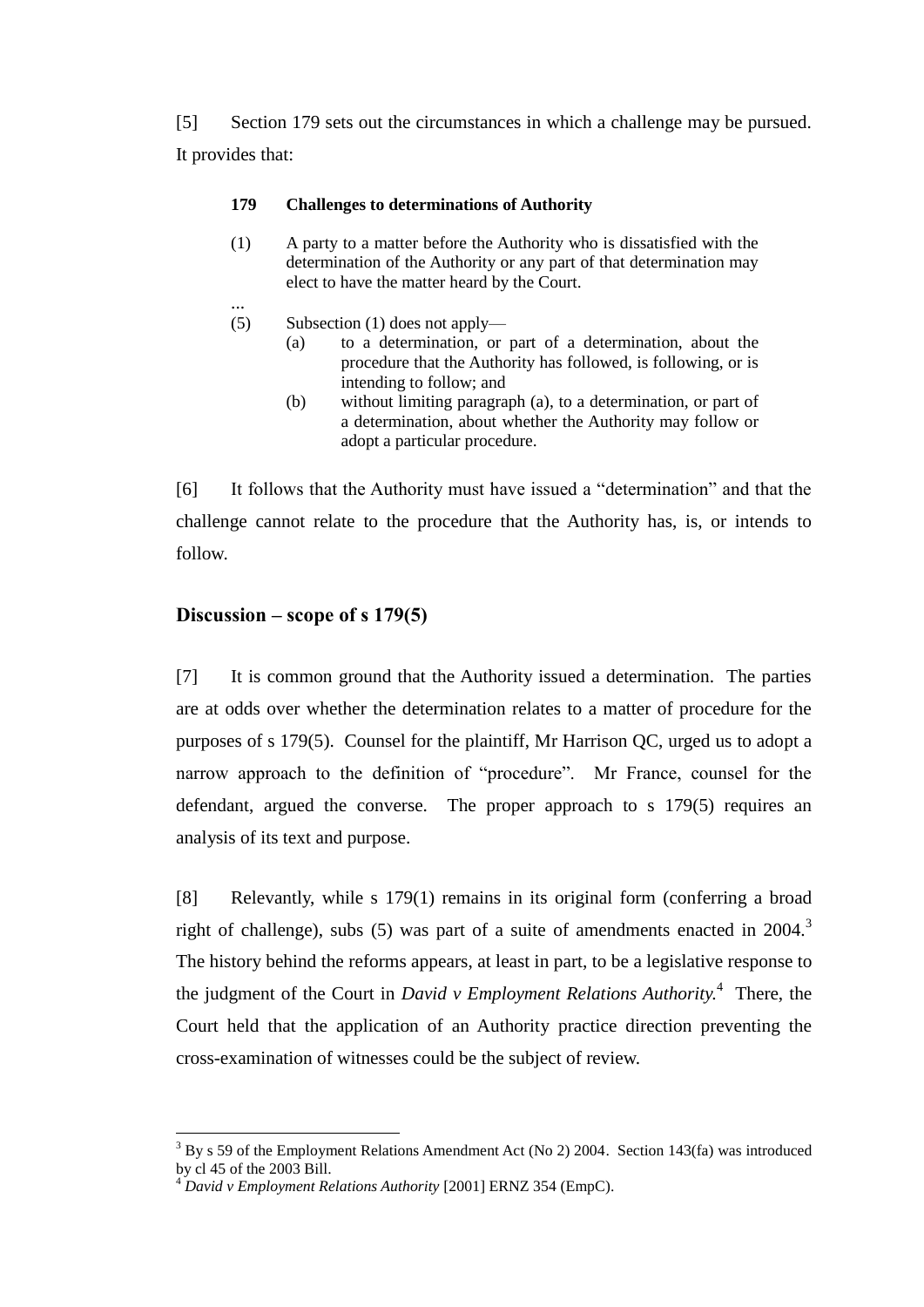[5] Section 179 sets out the circumstances in which a challenge may be pursued. It provides that:

> **179 Challenges to determinations of Authority**
>
> (1) A party to a matter before the Authority who is dissatisfied with the determination of the Authority or any part of that determination may elect to have the matter heard by the Court.
>
> ...
>
> (5) Subsection (1) does not apply—
>
> (a) to a determination, or part of a determination, about the procedure that the Authority has followed, is following, or is intending to follow; and
>
> (b) without limiting paragraph (a), to a determination, or part of a determination, about whether the Authority may follow or adopt a particular procedure.

[6] It follows that the Authority must have issued a "determination" and that the challenge cannot relate to the procedure that the Authority has, is, or intends to follow.

## Discussion – scope of s 179(5)

[7] It is common ground that the Authority issued a determination. The parties are at odds over whether the determination relates to a matter of procedure for the purposes of s 179(5). Counsel for the plaintiff, Mr Harrison QC, urged us to adopt a narrow approach to the definition of "procedure". Mr France, counsel for the defendant, argued the converse. The proper approach to s 179(5) requires an analysis of its text and purpose.

[8] Relevantly, while s 179(1) remains in its original form (conferring a broad right of challenge), subs (5) was part of a suite of amendments enacted in 2004.[3] The history behind the reforms appears, at least in part, to be a legislative response to the judgment of the Court in *David v Employment Relations Authority*.[4] There, the Court held that the application of an Authority practice direction preventing the cross-examination of witnesses could be the subject of review.

---

[3] By s 59 of the Employment Relations Amendment Act (No 2) 2004. Section 143(fa) was introduced by cl 45 of the 2003 Bill.

[4] *David v Employment Relations Authority* [2001] ERNZ 354 (EmpC).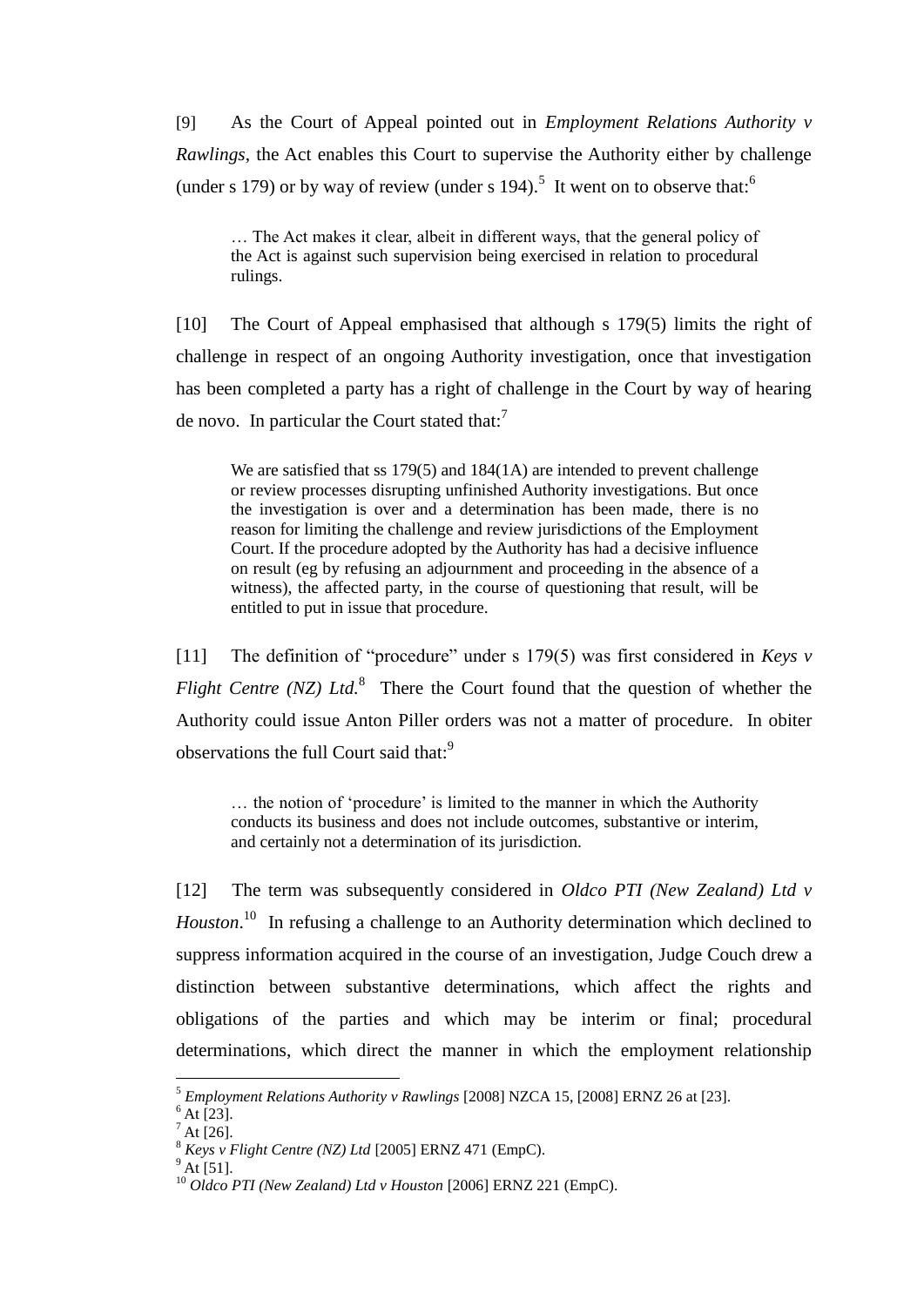[9] As the Court of Appeal pointed out in *Employment Relations Authority v Rawlings*, the Act enables this Court to supervise the Authority either by challenge (under s 179) or by way of review (under s 194).[5] It went on to observe that:[6]

> … The Act makes it clear, albeit in different ways, that the general policy of the Act is against such supervision being exercised in relation to procedural rulings.

[10] The Court of Appeal emphasised that although s 179(5) limits the right of challenge in respect of an ongoing Authority investigation, once that investigation has been completed a party has a right of challenge in the Court by way of hearing de novo. In particular the Court stated that:[7]

> We are satisfied that ss 179(5) and 184(1A) are intended to prevent challenge or review processes disrupting unfinished Authority investigations. But once the investigation is over and a determination has been made, there is no reason for limiting the challenge and review jurisdictions of the Employment Court. If the procedure adopted by the Authority has had a decisive influence on result (eg by refusing an adjournment and proceeding in the absence of a witness), the affected party, in the course of questioning that result, will be entitled to put in issue that procedure.

[11] The definition of "procedure" under s 179(5) was first considered in *Keys v Flight Centre (NZ) Ltd*.[8] There the Court found that the question of whether the Authority could issue Anton Piller orders was not a matter of procedure. In obiter observations the full Court said that:[9]

> … the notion of 'procedure' is limited to the manner in which the Authority conducts its business and does not include outcomes, substantive or interim, and certainly not a determination of its jurisdiction.

[12] The term was subsequently considered in *Oldco PTI (New Zealand) Ltd v Houston*.[10] In refusing a challenge to an Authority determination which declined to suppress information acquired in the course of an investigation, Judge Couch drew a distinction between substantive determinations, which affect the rights and obligations of the parties and which may be interim or final; procedural determinations, which direct the manner in which the employment relationship

---

[5] *Employment Relations Authority v Rawlings* [2008] NZCA 15, [2008] ERNZ 26 at [23].

[6] At [23].

[7] At [26].

[8] *Keys v Flight Centre (NZ) Ltd* [2005] ERNZ 471 (EmpC).

[9] At [51].

[10] *Oldco PTI (New Zealand) Ltd v Houston* [2006] ERNZ 221 (EmpC).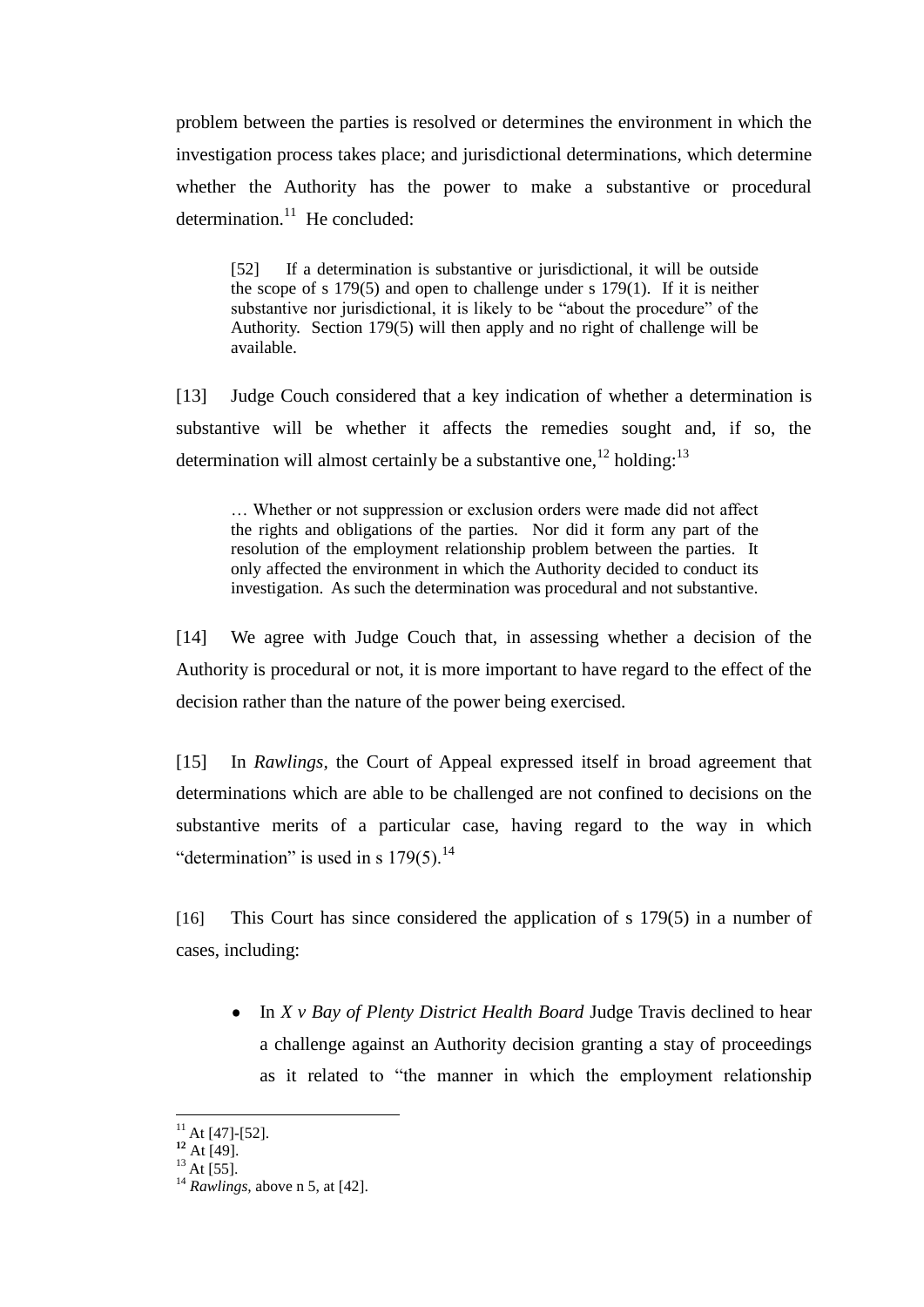problem between the parties is resolved or determines the environment in which the investigation process takes place; and jurisdictional determinations, which determine whether the Authority has the power to make a substantive or procedural determination.[11] He concluded:

> [52] If a determination is substantive or jurisdictional, it will be outside the scope of s 179(5) and open to challenge under s 179(1). If it is neither substantive nor jurisdictional, it is likely to be "about the procedure" of the Authority. Section 179(5) will then apply and no right of challenge will be available.

[13] Judge Couch considered that a key indication of whether a determination is substantive will be whether it affects the remedies sought and, if so, the determination will almost certainly be a substantive one,[12] holding:[13]

> … Whether or not suppression or exclusion orders were made did not affect the rights and obligations of the parties. Nor did it form any part of the resolution of the employment relationship problem between the parties. It only affected the environment in which the Authority decided to conduct its investigation. As such the determination was procedural and not substantive.

[14] We agree with Judge Couch that, in assessing whether a decision of the Authority is procedural or not, it is more important to have regard to the effect of the decision rather than the nature of the power being exercised.

[15] In *Rawlings*, the Court of Appeal expressed itself in broad agreement that determinations which are able to be challenged are not confined to decisions on the substantive merits of a particular case, having regard to the way in which "determination" is used in s 179(5).[14]

[16] This Court has since considered the application of s 179(5) in a number of cases, including:

- In *X v Bay of Plenty District Health Board* Judge Travis declined to hear a challenge against an Authority decision granting a stay of proceedings as it related to "the manner in which the employment relationship

---

[11] At [47]-[52].
[12] At [49].
[13] At [55].
[14] *Rawlings*, above n 5, at [42].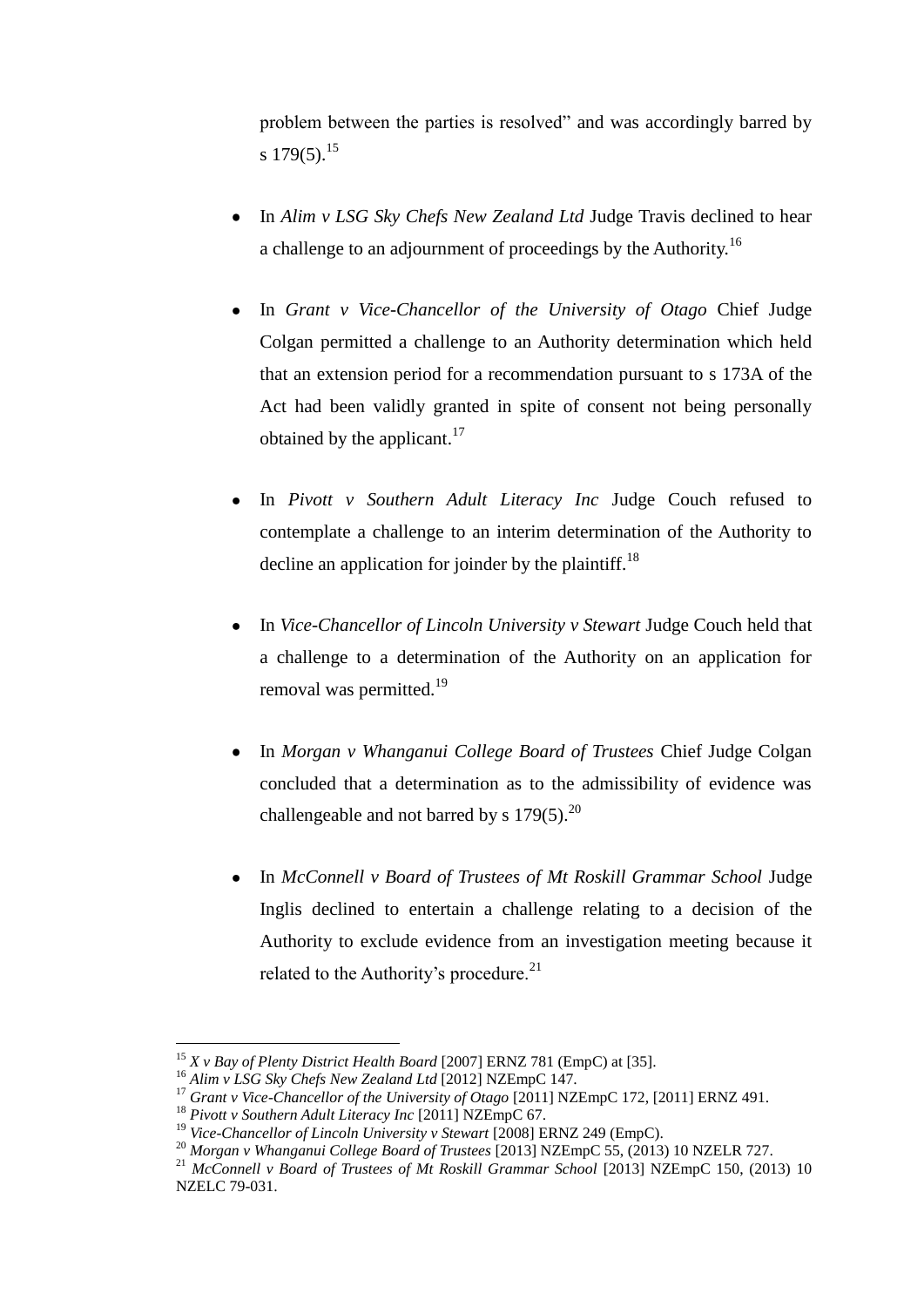problem between the parties is resolved" and was accordingly barred by s 179(5).[15]

- In *Alim v LSG Sky Chefs New Zealand Ltd* Judge Travis declined to hear a challenge to an adjournment of proceedings by the Authority.[16]

- In *Grant v Vice-Chancellor of the University of Otago* Chief Judge Colgan permitted a challenge to an Authority determination which held that an extension period for a recommendation pursuant to s 173A of the Act had been validly granted in spite of consent not being personally obtained by the applicant.[17]

- In *Pivott v Southern Adult Literacy Inc* Judge Couch refused to contemplate a challenge to an interim determination of the Authority to decline an application for joinder by the plaintiff.[18]

- In *Vice-Chancellor of Lincoln University v Stewart* Judge Couch held that a challenge to a determination of the Authority on an application for removal was permitted.[19]

- In *Morgan v Whanganui College Board of Trustees* Chief Judge Colgan concluded that a determination as to the admissibility of evidence was challengeable and not barred by s 179(5).[20]

- In *McConnell v Board of Trustees of Mt Roskill Grammar School* Judge Inglis declined to entertain a challenge relating to a decision of the Authority to exclude evidence from an investigation meeting because it related to the Authority's procedure.[21]

---

[15] *X v Bay of Plenty District Health Board* [2007] ERNZ 781 (EmpC) at [35].
[16] *Alim v LSG Sky Chefs New Zealand Ltd* [2012] NZEmpC 147.
[17] *Grant v Vice-Chancellor of the University of Otago* [2011] NZEmpC 172, [2011] ERNZ 491.
[18] *Pivott v Southern Adult Literacy Inc* [2011] NZEmpC 67.
[19] *Vice-Chancellor of Lincoln University v Stewart* [2008] ERNZ 249 (EmpC).
[20] *Morgan v Whanganui College Board of Trustees* [2013] NZEmpC 55, (2013) 10 NZELR 727.
[21] *McConnell v Board of Trustees of Mt Roskill Grammar School* [2013] NZEmpC 150, (2013) 10 NZELC 79-031.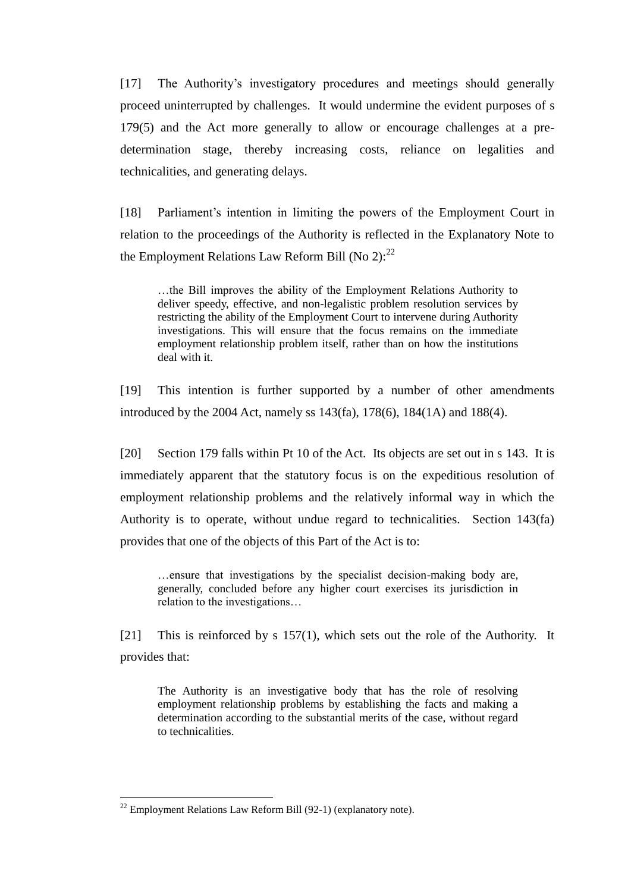[17] The Authority's investigatory procedures and meetings should generally proceed uninterrupted by challenges. It would undermine the evident purposes of s 179(5) and the Act more generally to allow or encourage challenges at a pre-determination stage, thereby increasing costs, reliance on legalities and technicalities, and generating delays.

[18] Parliament's intention in limiting the powers of the Employment Court in relation to the proceedings of the Authority is reflected in the Explanatory Note to the Employment Relations Law Reform Bill (No 2):[22]

> …the Bill improves the ability of the Employment Relations Authority to deliver speedy, effective, and non-legalistic problem resolution services by restricting the ability of the Employment Court to intervene during Authority investigations. This will ensure that the focus remains on the immediate employment relationship problem itself, rather than on how the institutions deal with it.

[19] This intention is further supported by a number of other amendments introduced by the 2004 Act, namely ss 143(fa), 178(6), 184(1A) and 188(4).

[20] Section 179 falls within Pt 10 of the Act. Its objects are set out in s 143. It is immediately apparent that the statutory focus is on the expeditious resolution of employment relationship problems and the relatively informal way in which the Authority is to operate, without undue regard to technicalities. Section 143(fa) provides that one of the objects of this Part of the Act is to:

> …ensure that investigations by the specialist decision-making body are, generally, concluded before any higher court exercises its jurisdiction in relation to the investigations…

[21] This is reinforced by s 157(1), which sets out the role of the Authority. It provides that:

> The Authority is an investigative body that has the role of resolving employment relationship problems by establishing the facts and making a determination according to the substantial merits of the case, without regard to technicalities.

---

[22] Employment Relations Law Reform Bill (92-1) (explanatory note).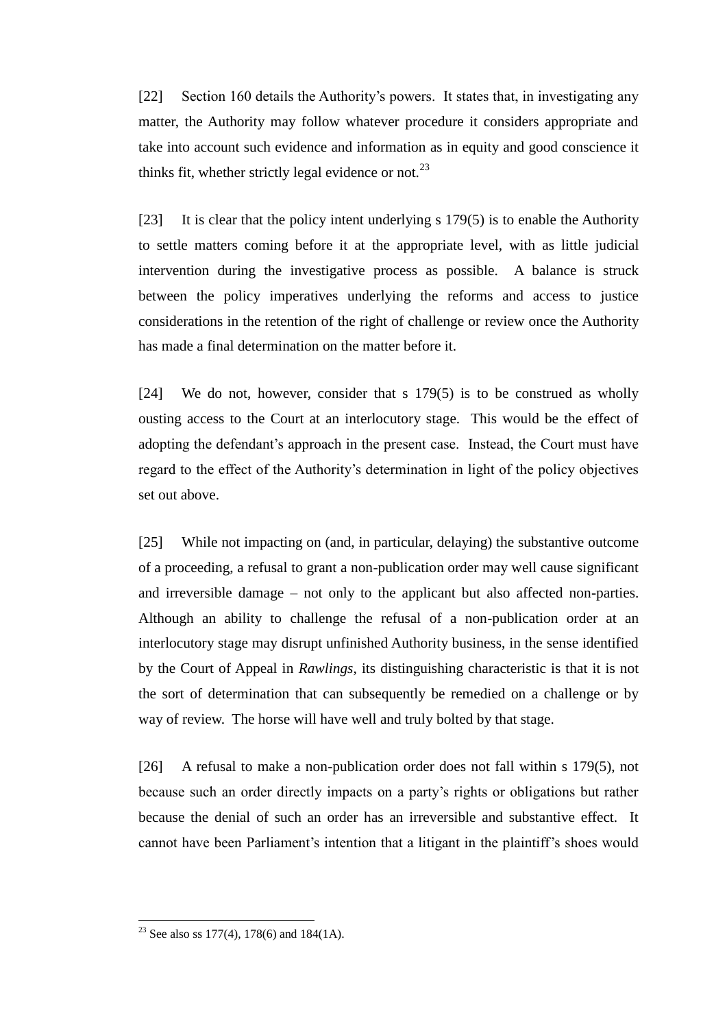[22] Section 160 details the Authority's powers. It states that, in investigating any matter, the Authority may follow whatever procedure it considers appropriate and take into account such evidence and information as in equity and good conscience it thinks fit, whether strictly legal evidence or not.[23]

[23] It is clear that the policy intent underlying s 179(5) is to enable the Authority to settle matters coming before it at the appropriate level, with as little judicial intervention during the investigative process as possible. A balance is struck between the policy imperatives underlying the reforms and access to justice considerations in the retention of the right of challenge or review once the Authority has made a final determination on the matter before it.

[24] We do not, however, consider that s 179(5) is to be construed as wholly ousting access to the Court at an interlocutory stage. This would be the effect of adopting the defendant's approach in the present case. Instead, the Court must have regard to the effect of the Authority's determination in light of the policy objectives set out above.

[25] While not impacting on (and, in particular, delaying) the substantive outcome of a proceeding, a refusal to grant a non-publication order may well cause significant and irreversible damage – not only to the applicant but also affected non-parties. Although an ability to challenge the refusal of a non-publication order at an interlocutory stage may disrupt unfinished Authority business, in the sense identified by the Court of Appeal in *Rawlings*, its distinguishing characteristic is that it is not the sort of determination that can subsequently be remedied on a challenge or by way of review. The horse will have well and truly bolted by that stage.

[26] A refusal to make a non-publication order does not fall within s 179(5), not because such an order directly impacts on a party's rights or obligations but rather because the denial of such an order has an irreversible and substantive effect. It cannot have been Parliament's intention that a litigant in the plaintiff's shoes would

---

[23] See also ss 177(4), 178(6) and 184(1A).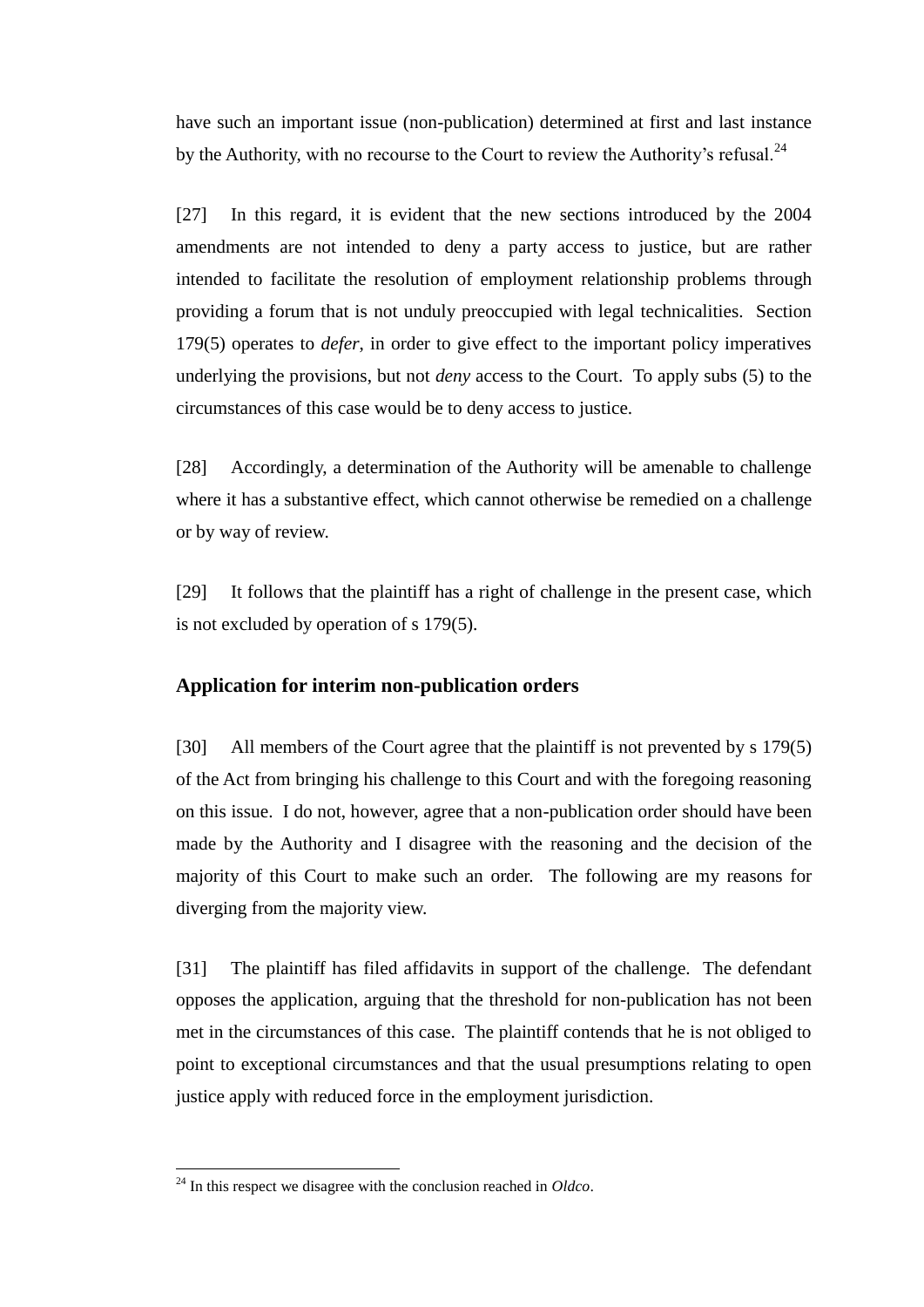have such an important issue (non-publication) determined at first and last instance by the Authority, with no recourse to the Court to review the Authority's refusal.[24]

[27] In this regard, it is evident that the new sections introduced by the 2004 amendments are not intended to deny a party access to justice, but are rather intended to facilitate the resolution of employment relationship problems through providing a forum that is not unduly preoccupied with legal technicalities. Section 179(5) operates to *defer*, in order to give effect to the important policy imperatives underlying the provisions, but not *deny* access to the Court. To apply subs (5) to the circumstances of this case would be to deny access to justice.

[28] Accordingly, a determination of the Authority will be amenable to challenge where it has a substantive effect, which cannot otherwise be remedied on a challenge or by way of review.

[29] It follows that the plaintiff has a right of challenge in the present case, which is not excluded by operation of s 179(5).

## Application for interim non-publication orders

[30] All members of the Court agree that the plaintiff is not prevented by s 179(5) of the Act from bringing his challenge to this Court and with the foregoing reasoning on this issue. I do not, however, agree that a non-publication order should have been made by the Authority and I disagree with the reasoning and the decision of the majority of this Court to make such an order. The following are my reasons for diverging from the majority view.

[31] The plaintiff has filed affidavits in support of the challenge. The defendant opposes the application, arguing that the threshold for non-publication has not been met in the circumstances of this case. The plaintiff contends that he is not obliged to point to exceptional circumstances and that the usual presumptions relating to open justice apply with reduced force in the employment jurisdiction.

[24] In this respect we disagree with the conclusion reached in *Oldco*.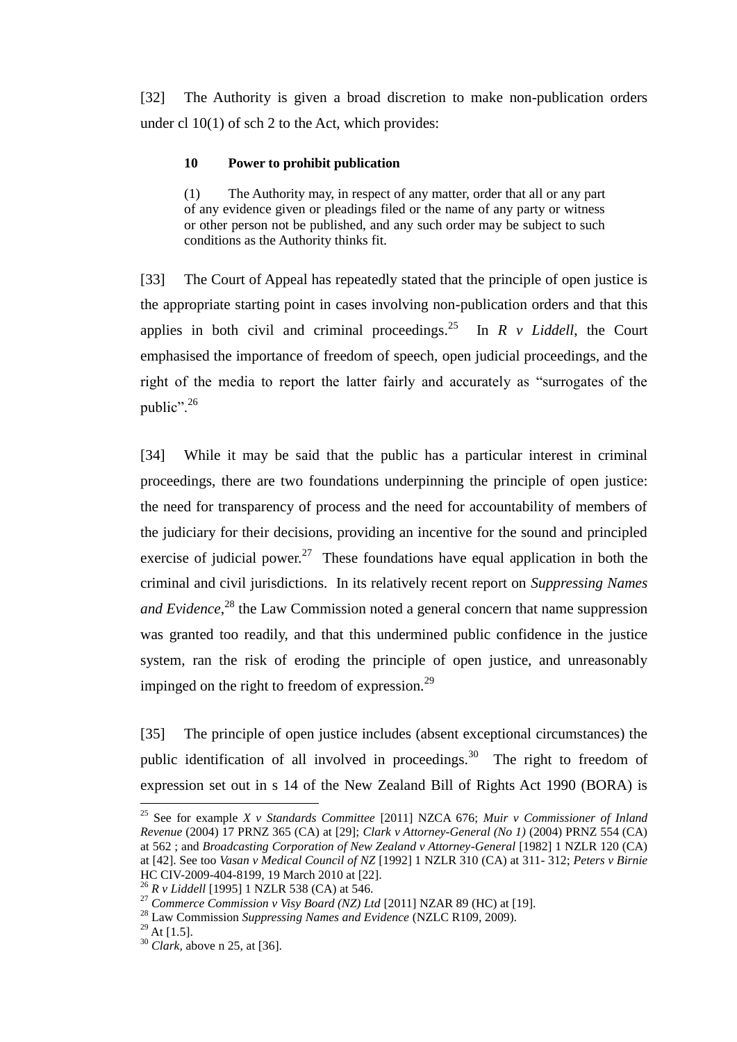[32] The Authority is given a broad discretion to make non-publication orders under cl 10(1) of sch 2 to the Act, which provides:

> **10 Power to prohibit publication**
>
> (1) The Authority may, in respect of any matter, order that all or any part of any evidence given or pleadings filed or the name of any party or witness or other person not be published, and any such order may be subject to such conditions as the Authority thinks fit.

[33] The Court of Appeal has repeatedly stated that the principle of open justice is the appropriate starting point in cases involving non-publication orders and that this applies in both civil and criminal proceedings.[25] In *R v Liddell*, the Court emphasised the importance of freedom of speech, open judicial proceedings, and the right of the media to report the latter fairly and accurately as "surrogates of the public".[26]

[34] While it may be said that the public has a particular interest in criminal proceedings, there are two foundations underpinning the principle of open justice: the need for transparency of process and the need for accountability of members of the judiciary for their decisions, providing an incentive for the sound and principled exercise of judicial power.[27] These foundations have equal application in both the criminal and civil jurisdictions. In its relatively recent report on *Suppressing Names and Evidence*,[28] the Law Commission noted a general concern that name suppression was granted too readily, and that this undermined public confidence in the justice system, ran the risk of eroding the principle of open justice, and unreasonably impinged on the right to freedom of expression.[29]

[35] The principle of open justice includes (absent exceptional circumstances) the public identification of all involved in proceedings.[30] The right to freedom of expression set out in s 14 of the New Zealand Bill of Rights Act 1990 (BORA) is

---

[25] See for example *X v Standards Committee* [2011] NZCA 676; *Muir v Commissioner of Inland Revenue* (2004) 17 PRNZ 365 (CA) at [29]; *Clark v Attorney-General (No 1)* (2004) PRNZ 554 (CA) at 562 ; and *Broadcasting Corporation of New Zealand v Attorney-General* [1982] 1 NZLR 120 (CA) at [42]. See too *Vasan v Medical Council of NZ* [1992] 1 NZLR 310 (CA) at 311- 312; *Peters v Birnie* HC CIV-2009-404-8199, 19 March 2010 at [22].

[26] *R v Liddell* [1995] 1 NZLR 538 (CA) at 546.

[27] *Commerce Commission v Visy Board (NZ) Ltd* [2011] NZAR 89 (HC) at [19].

[28] Law Commission *Suppressing Names and Evidence* (NZLC R109, 2009).

[29] At [1.5].

[30] *Clark*, above n 25, at [36].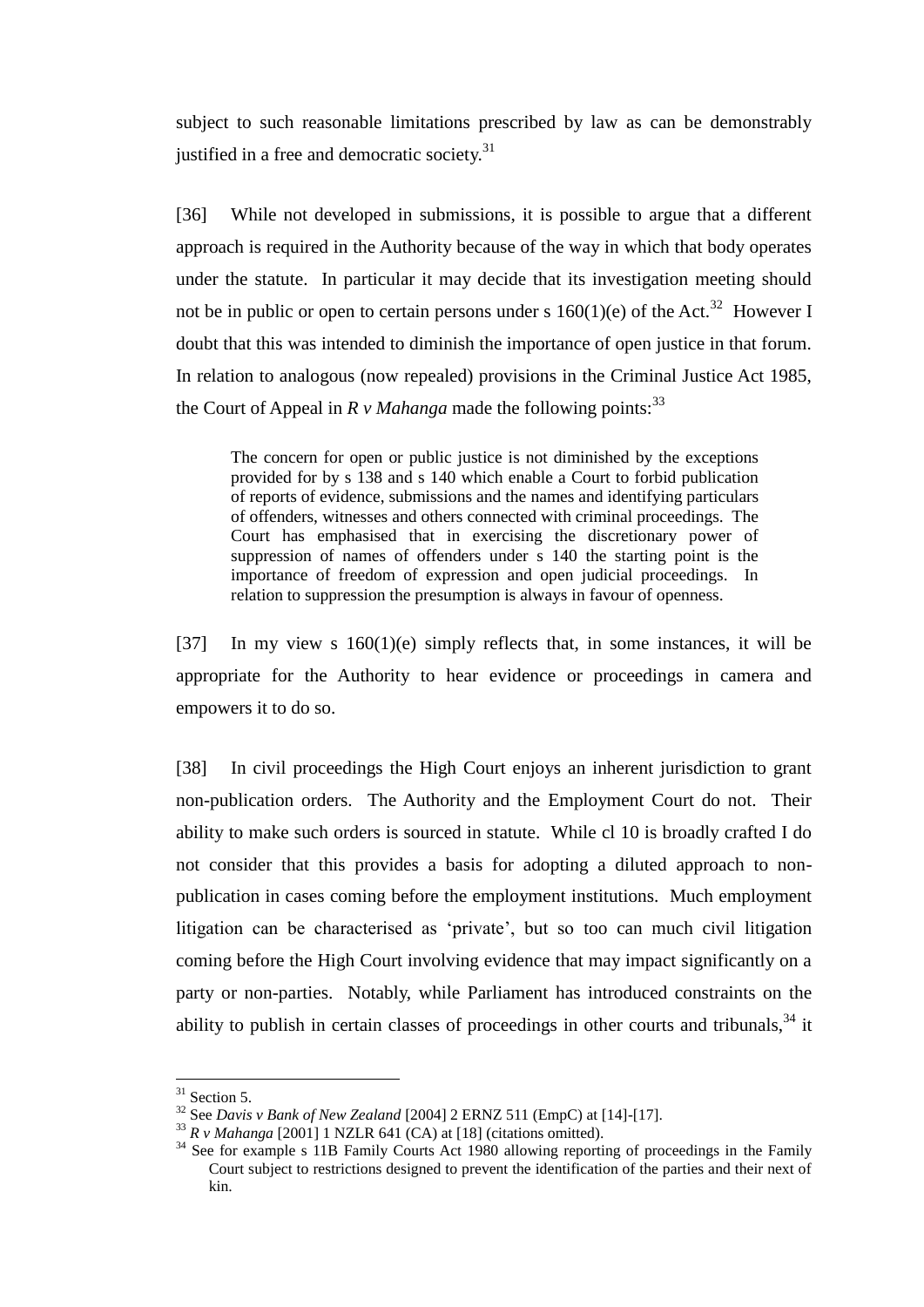subject to such reasonable limitations prescribed by law as can be demonstrably justified in a free and democratic society.[31]

[36] While not developed in submissions, it is possible to argue that a different approach is required in the Authority because of the way in which that body operates under the statute. In particular it may decide that its investigation meeting should not be in public or open to certain persons under s 160(1)(e) of the Act.[32] However I doubt that this was intended to diminish the importance of open justice in that forum. In relation to analogous (now repealed) provisions in the Criminal Justice Act 1985, the Court of Appeal in *R v Mahanga* made the following points:[33]

> The concern for open or public justice is not diminished by the exceptions provided for by s 138 and s 140 which enable a Court to forbid publication of reports of evidence, submissions and the names and identifying particulars of offenders, witnesses and others connected with criminal proceedings. The Court has emphasised that in exercising the discretionary power of suppression of names of offenders under s 140 the starting point is the importance of freedom of expression and open judicial proceedings. In relation to suppression the presumption is always in favour of openness.

[37] In my view s 160(1)(e) simply reflects that, in some instances, it will be appropriate for the Authority to hear evidence or proceedings in camera and empowers it to do so.

[38] In civil proceedings the High Court enjoys an inherent jurisdiction to grant non-publication orders. The Authority and the Employment Court do not. Their ability to make such orders is sourced in statute. While cl 10 is broadly crafted I do not consider that this provides a basis for adopting a diluted approach to non-publication in cases coming before the employment institutions. Much employment litigation can be characterised as 'private', but so too can much civil litigation coming before the High Court involving evidence that may impact significantly on a party or non-parties. Notably, while Parliament has introduced constraints on the ability to publish in certain classes of proceedings in other courts and tribunals,[34] it

---

[31] Section 5.

[32] See *Davis v Bank of New Zealand* [2004] 2 ERNZ 511 (EmpC) at [14]-[17].

[33] *R v Mahanga* [2001] 1 NZLR 641 (CA) at [18] (citations omitted).

[34] See for example s 11B Family Courts Act 1980 allowing reporting of proceedings in the Family Court subject to restrictions designed to prevent the identification of the parties and their next of kin.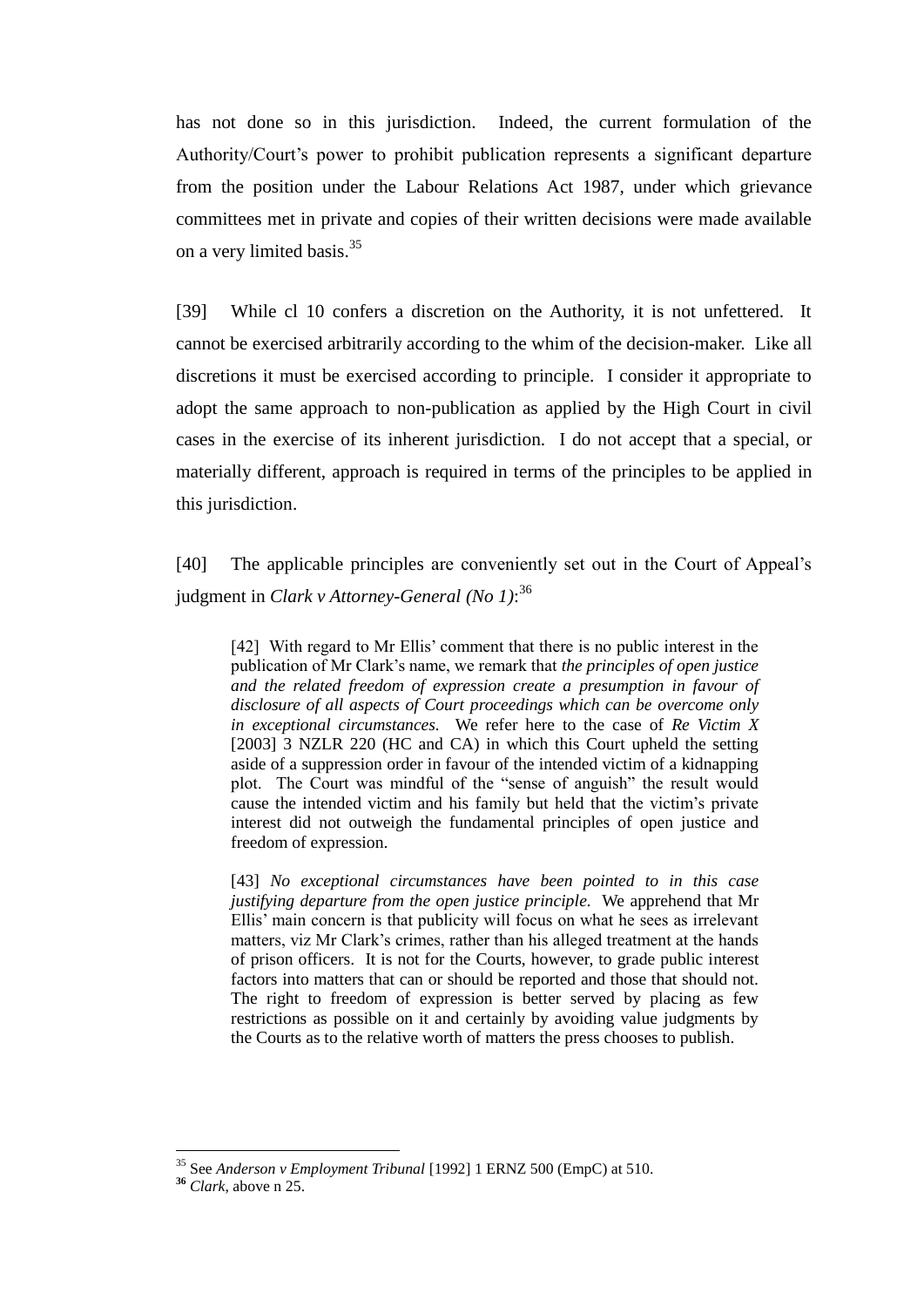has not done so in this jurisdiction. Indeed, the current formulation of the Authority/Court's power to prohibit publication represents a significant departure from the position under the Labour Relations Act 1987, under which grievance committees met in private and copies of their written decisions were made available on a very limited basis.[35]

[39] While cl 10 confers a discretion on the Authority, it is not unfettered. It cannot be exercised arbitrarily according to the whim of the decision-maker. Like all discretions it must be exercised according to principle. I consider it appropriate to adopt the same approach to non-publication as applied by the High Court in civil cases in the exercise of its inherent jurisdiction. I do not accept that a special, or materially different, approach is required in terms of the principles to be applied in this jurisdiction.

[40] The applicable principles are conveniently set out in the Court of Appeal's judgment in *Clark v Attorney-General (No 1)*:[36]

> [42] With regard to Mr Ellis' comment that there is no public interest in the publication of Mr Clark's name, we remark that *the principles of open justice and the related freedom of expression create a presumption in favour of disclosure of all aspects of Court proceedings which can be overcome only in exceptional circumstances.* We refer here to the case of *Re Victim X* [2003] 3 NZLR 220 (HC and CA) in which this Court upheld the setting aside of a suppression order in favour of the intended victim of a kidnapping plot. The Court was mindful of the "sense of anguish" the result would cause the intended victim and his family but held that the victim's private interest did not outweigh the fundamental principles of open justice and freedom of expression.
>
> [43] *No exceptional circumstances have been pointed to in this case justifying departure from the open justice principle.* We apprehend that Mr Ellis' main concern is that publicity will focus on what he sees as irrelevant matters, viz Mr Clark's crimes, rather than his alleged treatment at the hands of prison officers. It is not for the Courts, however, to grade public interest factors into matters that can or should be reported and those that should not. The right to freedom of expression is better served by placing as few restrictions as possible on it and certainly by avoiding value judgments by the Courts as to the relative worth of matters the press chooses to publish.

---

[35] See *Anderson v Employment Tribunal* [1992] 1 ERNZ 500 (EmpC) at 510.

[36] *Clark*, above n 25.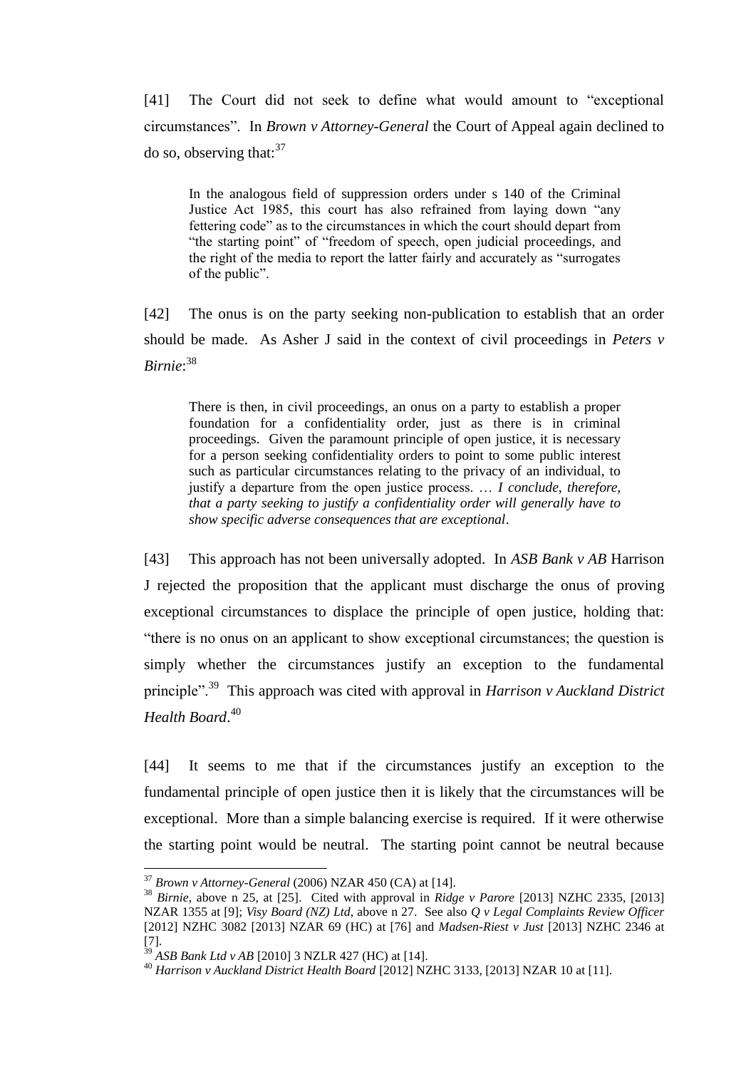[41] The Court did not seek to define what would amount to "exceptional circumstances". In *Brown v Attorney-General* the Court of Appeal again declined to do so, observing that:[37]

> In the analogous field of suppression orders under s 140 of the Criminal Justice Act 1985, this court has also refrained from laying down "any fettering code" as to the circumstances in which the court should depart from "the starting point" of "freedom of speech, open judicial proceedings, and the right of the media to report the latter fairly and accurately as "surrogates of the public".

[42] The onus is on the party seeking non-publication to establish that an order should be made. As Asher J said in the context of civil proceedings in *Peters v Birnie*:[38]

> There is then, in civil proceedings, an onus on a party to establish a proper foundation for a confidentiality order, just as there is in criminal proceedings. Given the paramount principle of open justice, it is necessary for a person seeking confidentiality orders to point to some public interest such as particular circumstances relating to the privacy of an individual, to justify a departure from the open justice process. … *I conclude, therefore, that a party seeking to justify a confidentiality order will generally have to show specific adverse consequences that are exceptional*.

[43] This approach has not been universally adopted. In *ASB Bank v AB* Harrison J rejected the proposition that the applicant must discharge the onus of proving exceptional circumstances to displace the principle of open justice, holding that: "there is no onus on an applicant to show exceptional circumstances; the question is simply whether the circumstances justify an exception to the fundamental principle".[39] This approach was cited with approval in *Harrison v Auckland District Health Board*.[40]

[44] It seems to me that if the circumstances justify an exception to the fundamental principle of open justice then it is likely that the circumstances will be exceptional. More than a simple balancing exercise is required. If it were otherwise the starting point would be neutral. The starting point cannot be neutral because

---

[37] *Brown v Attorney-General* (2006) NZAR 450 (CA) at [14].

[38] *Birnie*, above n 25, at [25]. Cited with approval in *Ridge v Parore* [2013] NZHC 2335, [2013] NZAR 1355 at [9]; *Visy Board (NZ) Ltd*, above n 27. See also *Q v Legal Complaints Review Officer* [2012] NZHC 3082 [2013] NZAR 69 (HC) at [76] and *Madsen-Riest v Just* [2013] NZHC 2346 at [7].

[39] *ASB Bank Ltd v AB* [2010] 3 NZLR 427 (HC) at [14].

[40] *Harrison v Auckland District Health Board* [2012] NZHC 3133, [2013] NZAR 10 at [11].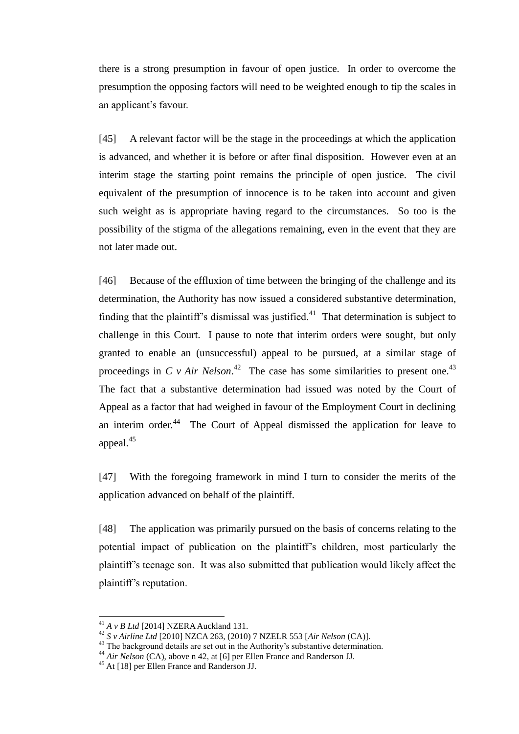there is a strong presumption in favour of open justice. In order to overcome the presumption the opposing factors will need to be weighted enough to tip the scales in an applicant's favour.

[45] A relevant factor will be the stage in the proceedings at which the application is advanced, and whether it is before or after final disposition. However even at an interim stage the starting point remains the principle of open justice. The civil equivalent of the presumption of innocence is to be taken into account and given such weight as is appropriate having regard to the circumstances. So too is the possibility of the stigma of the allegations remaining, even in the event that they are not later made out.

[46] Because of the effluxion of time between the bringing of the challenge and its determination, the Authority has now issued a considered substantive determination, finding that the plaintiff's dismissal was justified.[41] That determination is subject to challenge in this Court. I pause to note that interim orders were sought, but only granted to enable an (unsuccessful) appeal to be pursued, at a similar stage of proceedings in *C v Air Nelson*.[42] The case has some similarities to present one.[43] The fact that a substantive determination had issued was noted by the Court of Appeal as a factor that had weighed in favour of the Employment Court in declining an interim order.[44] The Court of Appeal dismissed the application for leave to appeal.[45]

[47] With the foregoing framework in mind I turn to consider the merits of the application advanced on behalf of the plaintiff.

[48] The application was primarily pursued on the basis of concerns relating to the potential impact of publication on the plaintiff's children, most particularly the plaintiff's teenage son. It was also submitted that publication would likely affect the plaintiff's reputation.

---

[41] *A v B Ltd* [2014] NZERA Auckland 131.

[42] *S v Airline Ltd* [2010] NZCA 263, (2010) 7 NZELR 553 [*Air Nelson* (CA)].

[43] The background details are set out in the Authority's substantive determination.

[44] *Air Nelson* (CA), above n 42, at [6] per Ellen France and Randerson JJ.

[45] At [18] per Ellen France and Randerson JJ.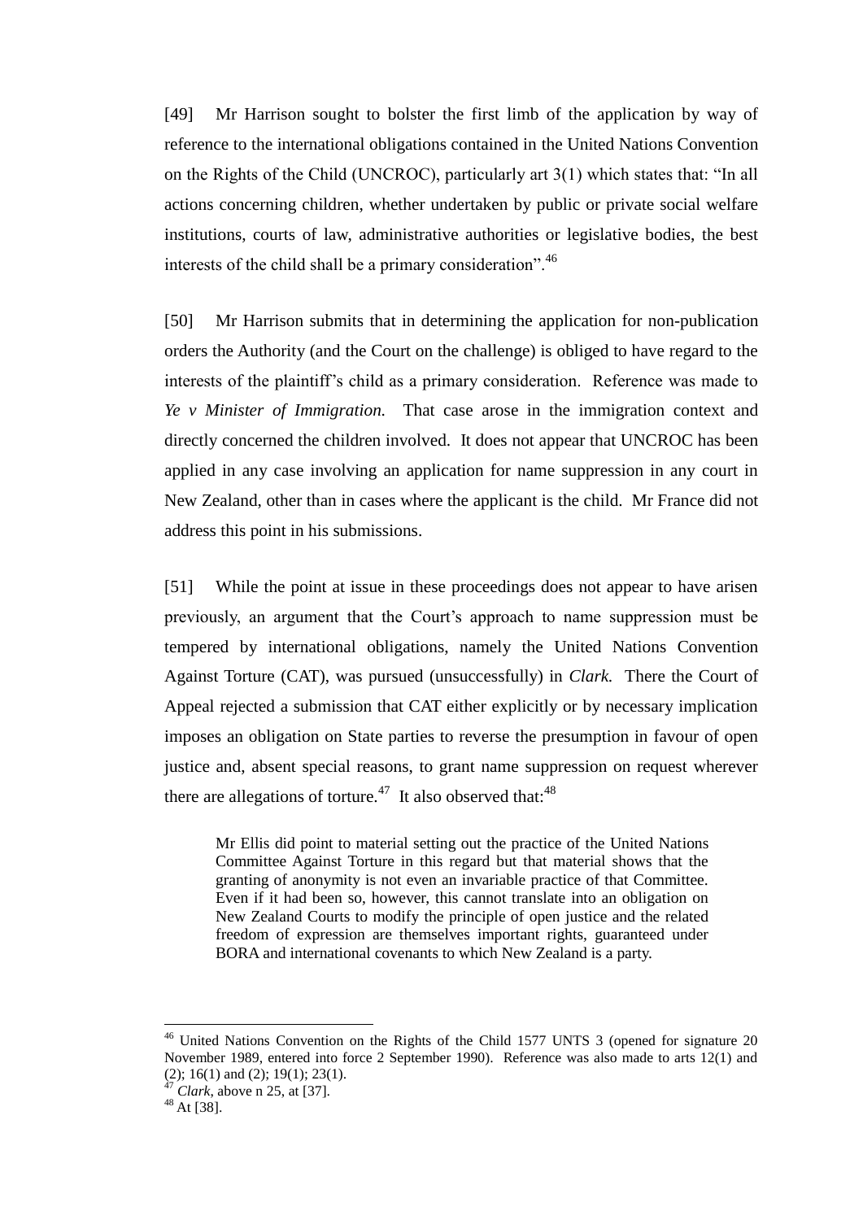[49] Mr Harrison sought to bolster the first limb of the application by way of reference to the international obligations contained in the United Nations Convention on the Rights of the Child (UNCROC), particularly art 3(1) which states that: "In all actions concerning children, whether undertaken by public or private social welfare institutions, courts of law, administrative authorities or legislative bodies, the best interests of the child shall be a primary consideration".[46]

[50] Mr Harrison submits that in determining the application for non-publication orders the Authority (and the Court on the challenge) is obliged to have regard to the interests of the plaintiff's child as a primary consideration. Reference was made to *Ye v Minister of Immigration.* That case arose in the immigration context and directly concerned the children involved. It does not appear that UNCROC has been applied in any case involving an application for name suppression in any court in New Zealand, other than in cases where the applicant is the child. Mr France did not address this point in his submissions.

[51] While the point at issue in these proceedings does not appear to have arisen previously, an argument that the Court's approach to name suppression must be tempered by international obligations, namely the United Nations Convention Against Torture (CAT), was pursued (unsuccessfully) in *Clark.* There the Court of Appeal rejected a submission that CAT either explicitly or by necessary implication imposes an obligation on State parties to reverse the presumption in favour of open justice and, absent special reasons, to grant name suppression on request wherever there are allegations of torture.[47] It also observed that:[48]

> Mr Ellis did point to material setting out the practice of the United Nations Committee Against Torture in this regard but that material shows that the granting of anonymity is not even an invariable practice of that Committee. Even if it had been so, however, this cannot translate into an obligation on New Zealand Courts to modify the principle of open justice and the related freedom of expression are themselves important rights, guaranteed under BORA and international covenants to which New Zealand is a party.

---

[46] United Nations Convention on the Rights of the Child 1577 UNTS 3 (opened for signature 20 November 1989, entered into force 2 September 1990). Reference was also made to arts 12(1) and (2); 16(1) and (2); 19(1); 23(1).

[47] *Clark*, above n 25, at [37].

[48] At [38].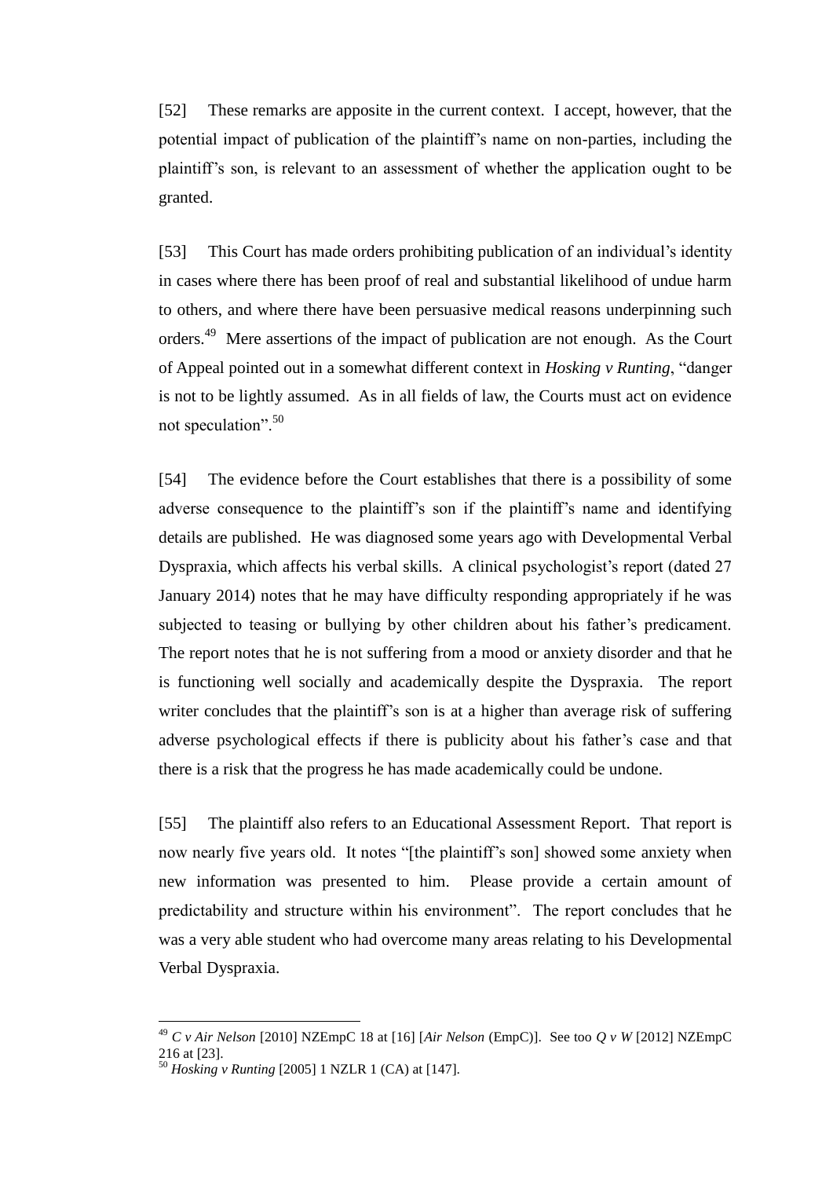[52] These remarks are apposite in the current context. I accept, however, that the potential impact of publication of the plaintiff's name on non-parties, including the plaintiff's son, is relevant to an assessment of whether the application ought to be granted.

[53] This Court has made orders prohibiting publication of an individual's identity in cases where there has been proof of real and substantial likelihood of undue harm to others, and where there have been persuasive medical reasons underpinning such orders.[49] Mere assertions of the impact of publication are not enough. As the Court of Appeal pointed out in a somewhat different context in *Hosking v Runting*, "danger is not to be lightly assumed. As in all fields of law, the Courts must act on evidence not speculation".[50]

[54] The evidence before the Court establishes that there is a possibility of some adverse consequence to the plaintiff's son if the plaintiff's name and identifying details are published. He was diagnosed some years ago with Developmental Verbal Dyspraxia, which affects his verbal skills. A clinical psychologist's report (dated 27 January 2014) notes that he may have difficulty responding appropriately if he was subjected to teasing or bullying by other children about his father's predicament. The report notes that he is not suffering from a mood or anxiety disorder and that he is functioning well socially and academically despite the Dyspraxia. The report writer concludes that the plaintiff's son is at a higher than average risk of suffering adverse psychological effects if there is publicity about his father's case and that there is a risk that the progress he has made academically could be undone.

[55] The plaintiff also refers to an Educational Assessment Report. That report is now nearly five years old. It notes "[the plaintiff's son] showed some anxiety when new information was presented to him. Please provide a certain amount of predictability and structure within his environment". The report concludes that he was a very able student who had overcome many areas relating to his Developmental Verbal Dyspraxia.

---

[49] *C v Air Nelson* [2010] NZEmpC 18 at [16] [*Air Nelson* (EmpC)]. See too *Q v W* [2012] NZEmpC 216 at [23].

[50] *Hosking v Runting* [2005] 1 NZLR 1 (CA) at [147].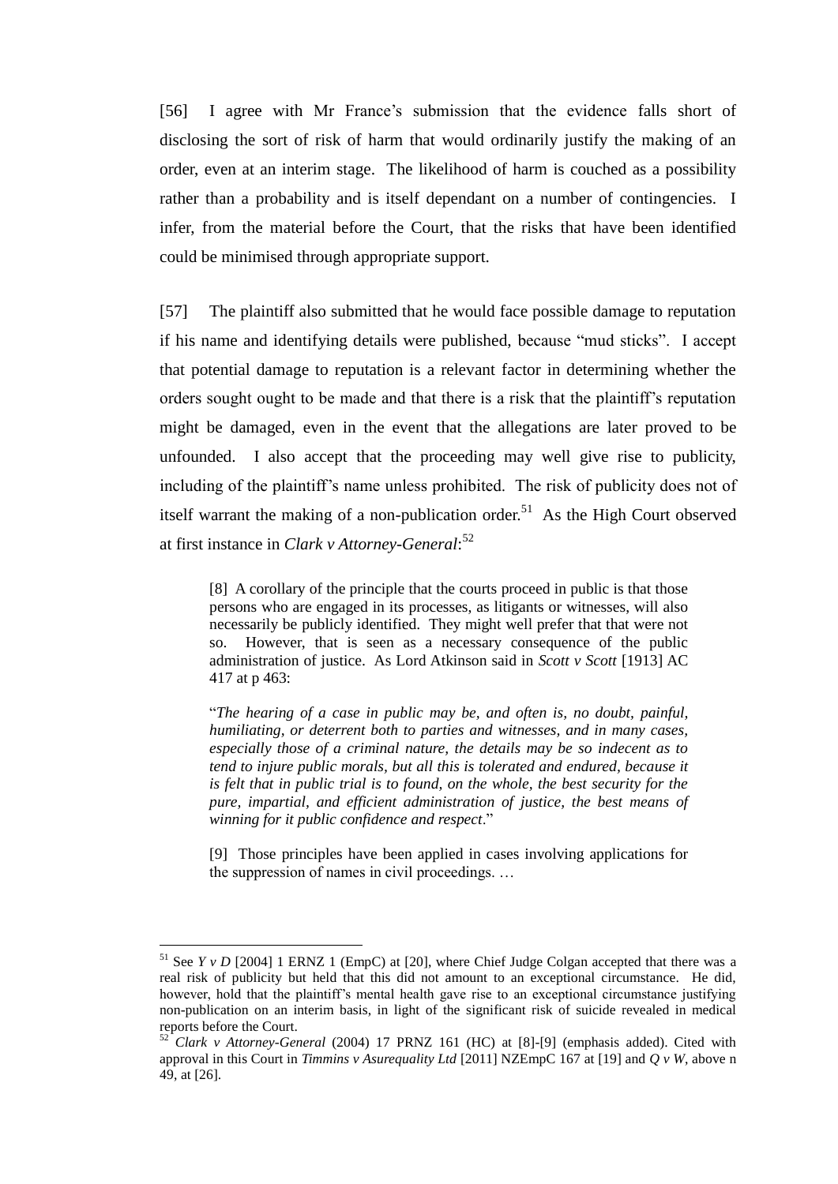[56] I agree with Mr France's submission that the evidence falls short of disclosing the sort of risk of harm that would ordinarily justify the making of an order, even at an interim stage. The likelihood of harm is couched as a possibility rather than a probability and is itself dependant on a number of contingencies. I infer, from the material before the Court, that the risks that have been identified could be minimised through appropriate support.

[57] The plaintiff also submitted that he would face possible damage to reputation if his name and identifying details were published, because "mud sticks". I accept that potential damage to reputation is a relevant factor in determining whether the orders sought ought to be made and that there is a risk that the plaintiff's reputation might be damaged, even in the event that the allegations are later proved to be unfounded. I also accept that the proceeding may well give rise to publicity, including of the plaintiff's name unless prohibited. The risk of publicity does not of itself warrant the making of a non-publication order.[51] As the High Court observed at first instance in *Clark v Attorney-General*:[52]

> [8] A corollary of the principle that the courts proceed in public is that those persons who are engaged in its processes, as litigants or witnesses, will also necessarily be publicly identified. They might well prefer that that were not so. However, that is seen as a necessary consequence of the public administration of justice. As Lord Atkinson said in *Scott v Scott* [1913] AC 417 at p 463:
>
> "*The hearing of a case in public may be, and often is, no doubt, painful, humiliating, or deterrent both to parties and witnesses, and in many cases, especially those of a criminal nature, the details may be so indecent as to tend to injure public morals, but all this is tolerated and endured, because it is felt that in public trial is to found, on the whole, the best security for the pure, impartial, and efficient administration of justice, the best means of winning for it public confidence and respect*."
>
> [9] Those principles have been applied in cases involving applications for the suppression of names in civil proceedings. …

---

[51] See *Y v D* [2004] 1 ERNZ 1 (EmpC) at [20], where Chief Judge Colgan accepted that there was a real risk of publicity but held that this did not amount to an exceptional circumstance. He did, however, hold that the plaintiff's mental health gave rise to an exceptional circumstance justifying non-publication on an interim basis, in light of the significant risk of suicide revealed in medical reports before the Court.

[52] *Clark v Attorney-General* (2004) 17 PRNZ 161 (HC) at [8]-[9] (emphasis added). Cited with approval in this Court in *Timmins v Asurequality Ltd* [2011] NZEmpC 167 at [19] and *Q v W*, above n 49, at [26].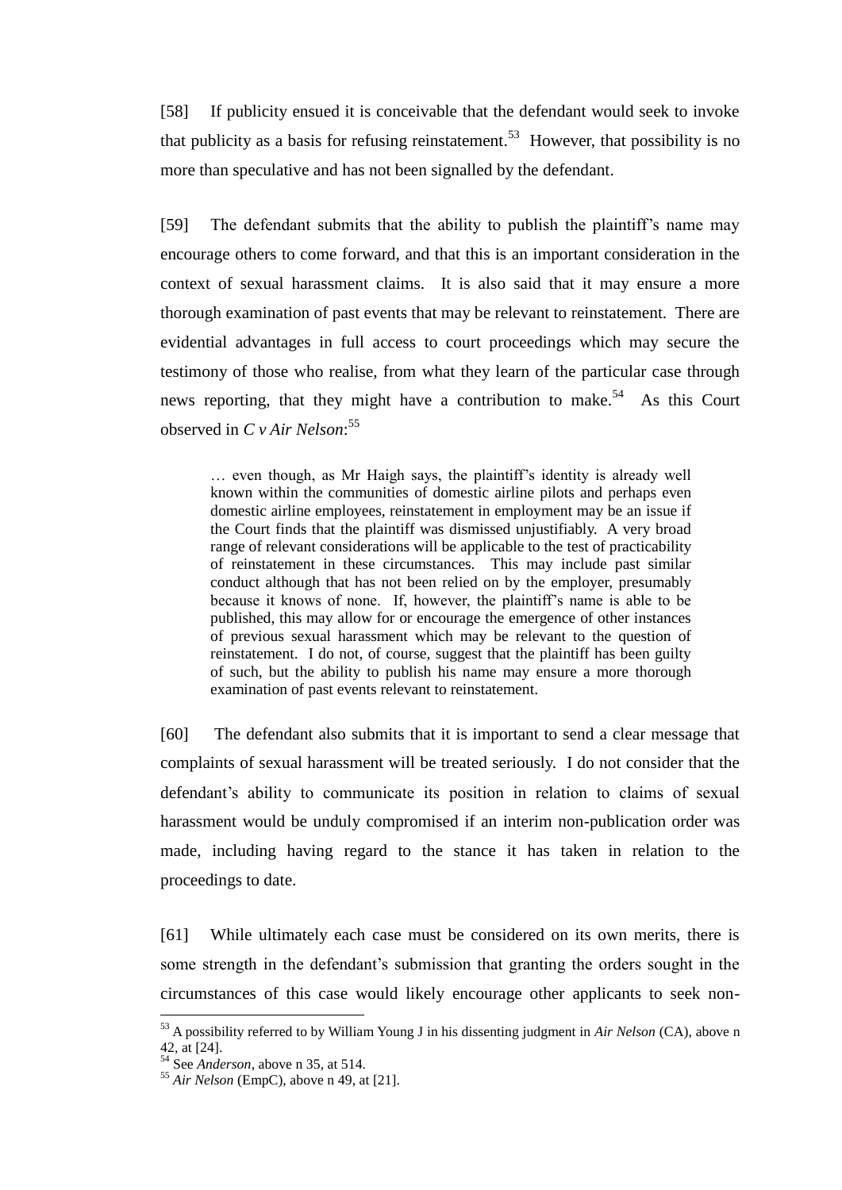[58] If publicity ensued it is conceivable that the defendant would seek to invoke that publicity as a basis for refusing reinstatement.[53] However, that possibility is no more than speculative and has not been signalled by the defendant.

[59] The defendant submits that the ability to publish the plaintiff's name may encourage others to come forward, and that this is an important consideration in the context of sexual harassment claims. It is also said that it may ensure a more thorough examination of past events that may be relevant to reinstatement. There are evidential advantages in full access to court proceedings which may secure the testimony of those who realise, from what they learn of the particular case through news reporting, that they might have a contribution to make.[54] As this Court observed in *C v Air Nelson*:[55]

> … even though, as Mr Haigh says, the plaintiff's identity is already well known within the communities of domestic airline pilots and perhaps even domestic airline employees, reinstatement in employment may be an issue if the Court finds that the plaintiff was dismissed unjustifiably. A very broad range of relevant considerations will be applicable to the test of practicability of reinstatement in these circumstances. This may include past similar conduct although that has not been relied on by the employer, presumably because it knows of none. If, however, the plaintiff's name is able to be published, this may allow for or encourage the emergence of other instances of previous sexual harassment which may be relevant to the question of reinstatement. I do not, of course, suggest that the plaintiff has been guilty of such, but the ability to publish his name may ensure a more thorough examination of past events relevant to reinstatement.

[60] The defendant also submits that it is important to send a clear message that complaints of sexual harassment will be treated seriously. I do not consider that the defendant's ability to communicate its position in relation to claims of sexual harassment would be unduly compromised if an interim non-publication order was made, including having regard to the stance it has taken in relation to the proceedings to date.

[61] While ultimately each case must be considered on its own merits, there is some strength in the defendant's submission that granting the orders sought in the circumstances of this case would likely encourage other applicants to seek non-

---

[53] A possibility referred to by William Young J in his dissenting judgment in *Air Nelson* (CA), above n 42, at [24].

[54] See *Anderson*, above n 35, at 514.

[55] *Air Nelson* (EmpC), above n 49, at [21].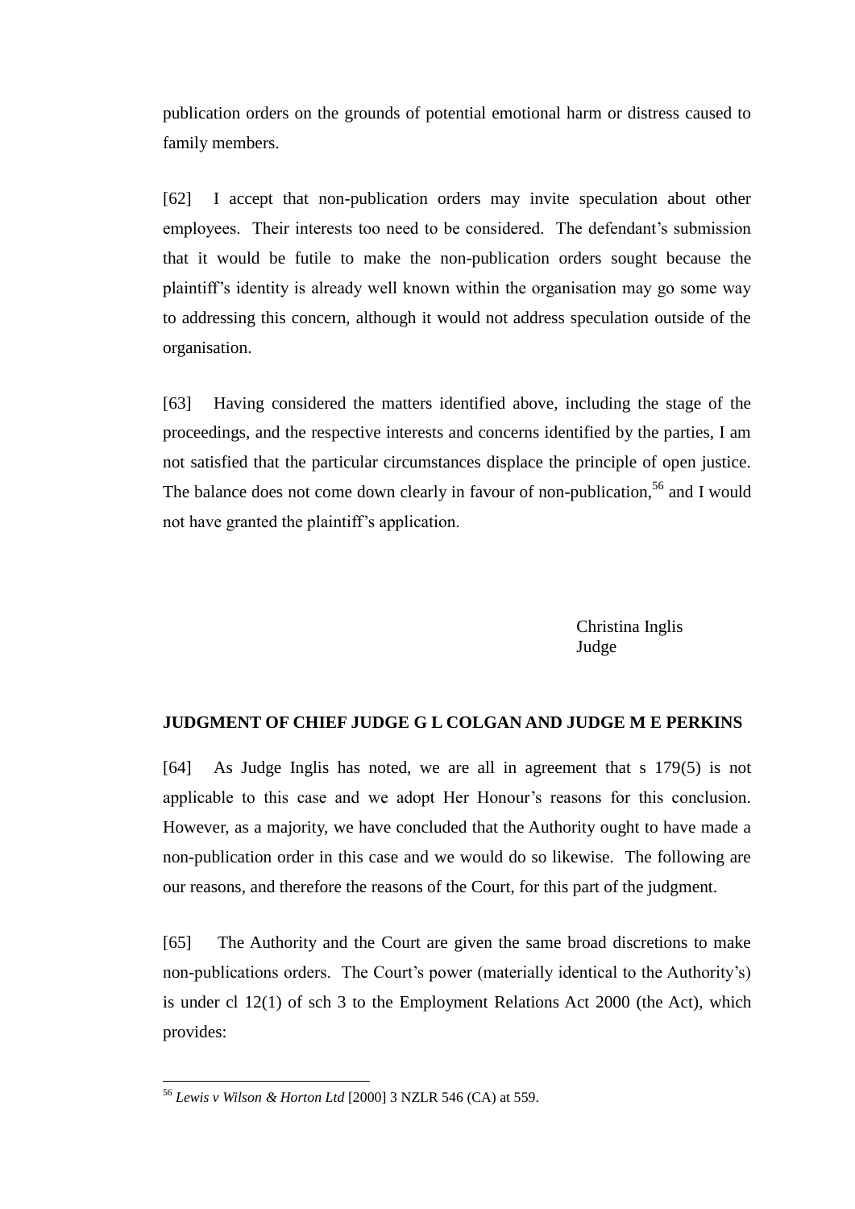publication orders on the grounds of potential emotional harm or distress caused to family members.

[62] I accept that non-publication orders may invite speculation about other employees. Their interests too need to be considered. The defendant's submission that it would be futile to make the non-publication orders sought because the plaintiff's identity is already well known within the organisation may go some way to addressing this concern, although it would not address speculation outside of the organisation.

[63] Having considered the matters identified above, including the stage of the proceedings, and the respective interests and concerns identified by the parties, I am not satisfied that the particular circumstances displace the principle of open justice. The balance does not come down clearly in favour of non-publication,[56] and I would not have granted the plaintiff's application.

Christina Inglis
Judge

**JUDGMENT OF CHIEF JUDGE G L COLGAN AND JUDGE M E PERKINS**

[64] As Judge Inglis has noted, we are all in agreement that s 179(5) is not applicable to this case and we adopt Her Honour's reasons for this conclusion. However, as a majority, we have concluded that the Authority ought to have made a non-publication order in this case and we would do so likewise. The following are our reasons, and therefore the reasons of the Court, for this part of the judgment.

[65] The Authority and the Court are given the same broad discretions to make non-publications orders. The Court's power (materially identical to the Authority's) is under cl 12(1) of sch 3 to the Employment Relations Act 2000 (the Act), which provides:

---

[56] *Lewis v Wilson & Horton Ltd* [2000] 3 NZLR 546 (CA) at 559.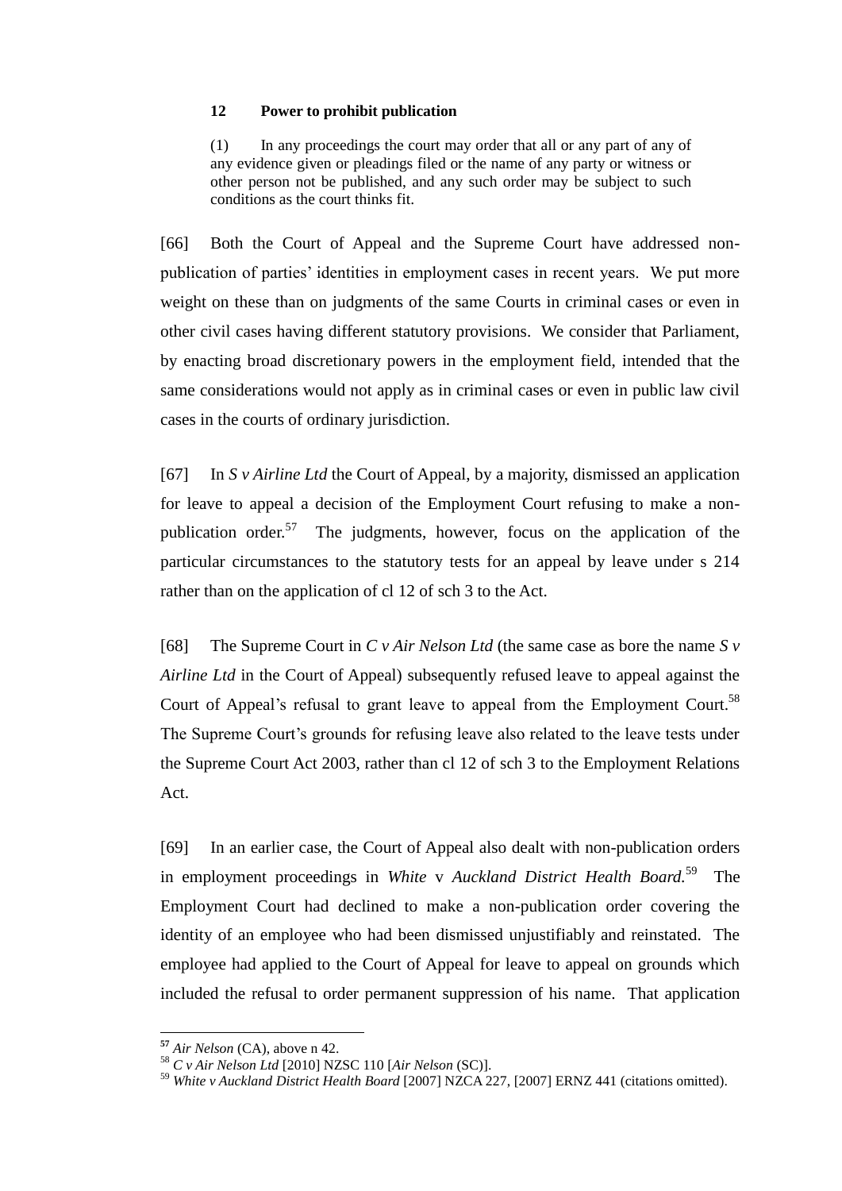**12 Power to prohibit publication**

> (1) In any proceedings the court may order that all or any part of any of any evidence given or pleadings filed or the name of any party or witness or other person not be published, and any such order may be subject to such conditions as the court thinks fit.

[66] Both the Court of Appeal and the Supreme Court have addressed non-publication of parties' identities in employment cases in recent years. We put more weight on these than on judgments of the same Courts in criminal cases or even in other civil cases having different statutory provisions. We consider that Parliament, by enacting broad discretionary powers in the employment field, intended that the same considerations would not apply as in criminal cases or even in public law civil cases in the courts of ordinary jurisdiction.

[67] In *S v Airline Ltd* the Court of Appeal, by a majority, dismissed an application for leave to appeal a decision of the Employment Court refusing to make a non-publication order.[57] The judgments, however, focus on the application of the particular circumstances to the statutory tests for an appeal by leave under s 214 rather than on the application of cl 12 of sch 3 to the Act.

[68] The Supreme Court in *C v Air Nelson Ltd* (the same case as bore the name *S v Airline Ltd* in the Court of Appeal) subsequently refused leave to appeal against the Court of Appeal's refusal to grant leave to appeal from the Employment Court.[58] The Supreme Court's grounds for refusing leave also related to the leave tests under the Supreme Court Act 2003, rather than cl 12 of sch 3 to the Employment Relations Act.

[69] In an earlier case, the Court of Appeal also dealt with non-publication orders in employment proceedings in *White* v *Auckland District Health Board.*[59] The Employment Court had declined to make a non-publication order covering the identity of an employee who had been dismissed unjustifiably and reinstated. The employee had applied to the Court of Appeal for leave to appeal on grounds which included the refusal to order permanent suppression of his name. That application

---

[57] *Air Nelson* (CA), above n 42.

[58] *C v Air Nelson Ltd* [2010] NZSC 110 [*Air Nelson* (SC)].

[59] *White v Auckland District Health Board* [2007] NZCA 227, [2007] ERNZ 441 (citations omitted).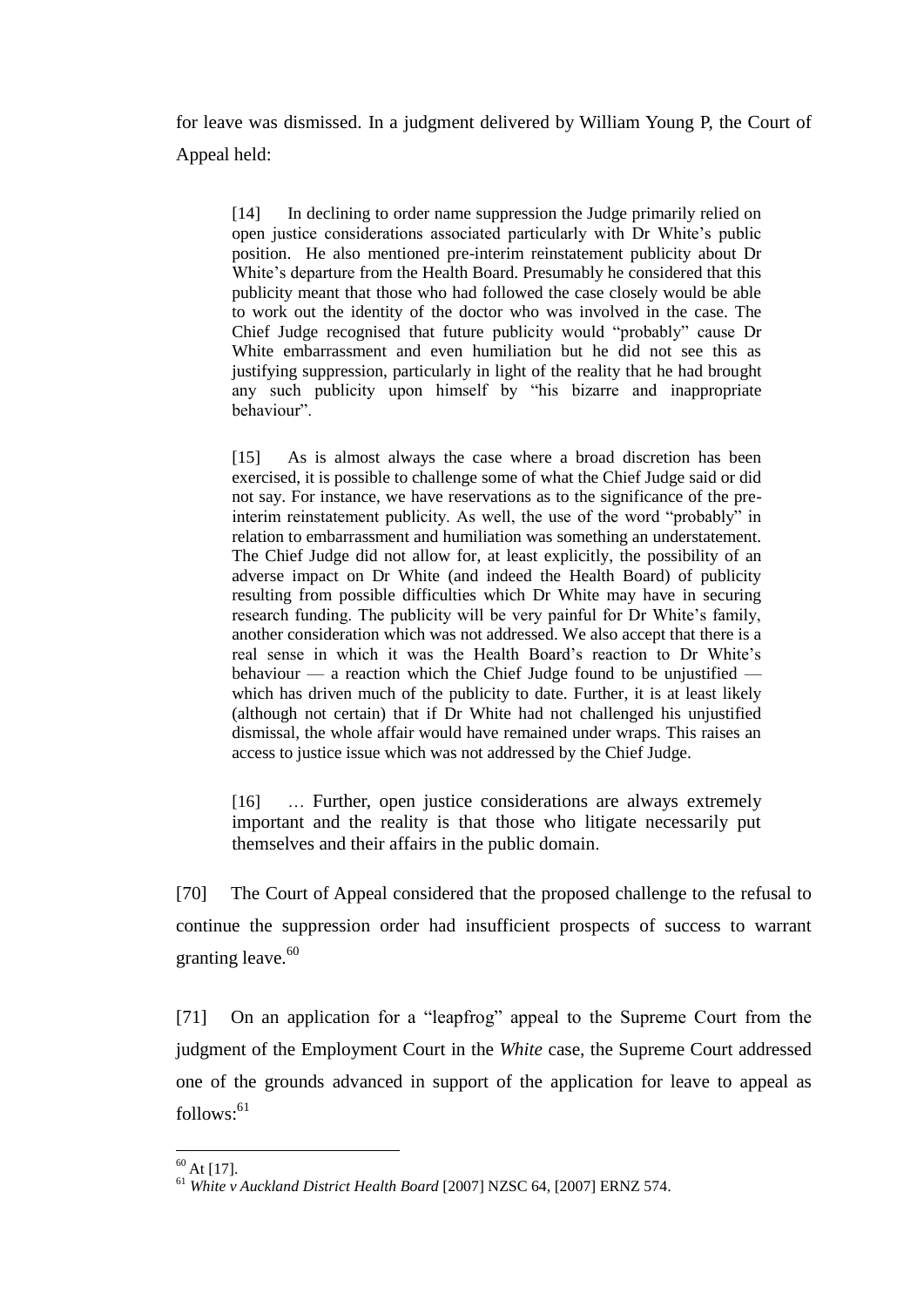for leave was dismissed. In a judgment delivered by William Young P, the Court of Appeal held:

> [14] In declining to order name suppression the Judge primarily relied on open justice considerations associated particularly with Dr White's public position. He also mentioned pre-interim reinstatement publicity about Dr White's departure from the Health Board. Presumably he considered that this publicity meant that those who had followed the case closely would be able to work out the identity of the doctor who was involved in the case. The Chief Judge recognised that future publicity would "probably" cause Dr White embarrassment and even humiliation but he did not see this as justifying suppression, particularly in light of the reality that he had brought any such publicity upon himself by "his bizarre and inappropriate behaviour".
>
> [15] As is almost always the case where a broad discretion has been exercised, it is possible to challenge some of what the Chief Judge said or did not say. For instance, we have reservations as to the significance of the pre-interim reinstatement publicity. As well, the use of the word "probably" in relation to embarrassment and humiliation was something an understatement. The Chief Judge did not allow for, at least explicitly, the possibility of an adverse impact on Dr White (and indeed the Health Board) of publicity resulting from possible difficulties which Dr White may have in securing research funding. The publicity will be very painful for Dr White's family, another consideration which was not addressed. We also accept that there is a real sense in which it was the Health Board's reaction to Dr White's behaviour — a reaction which the Chief Judge found to be unjustified — which has driven much of the publicity to date. Further, it is at least likely (although not certain) that if Dr White had not challenged his unjustified dismissal, the whole affair would have remained under wraps. This raises an access to justice issue which was not addressed by the Chief Judge.
>
> [16] … Further, open justice considerations are always extremely important and the reality is that those who litigate necessarily put themselves and their affairs in the public domain.

[70] The Court of Appeal considered that the proposed challenge to the refusal to continue the suppression order had insufficient prospects of success to warrant granting leave.[60]

[71] On an application for a "leapfrog" appeal to the Supreme Court from the judgment of the Employment Court in the *White* case, the Supreme Court addressed one of the grounds advanced in support of the application for leave to appeal as follows:[61]

---

[60] At [17].

[61] *White v Auckland District Health Board* [2007] NZSC 64, [2007] ERNZ 574.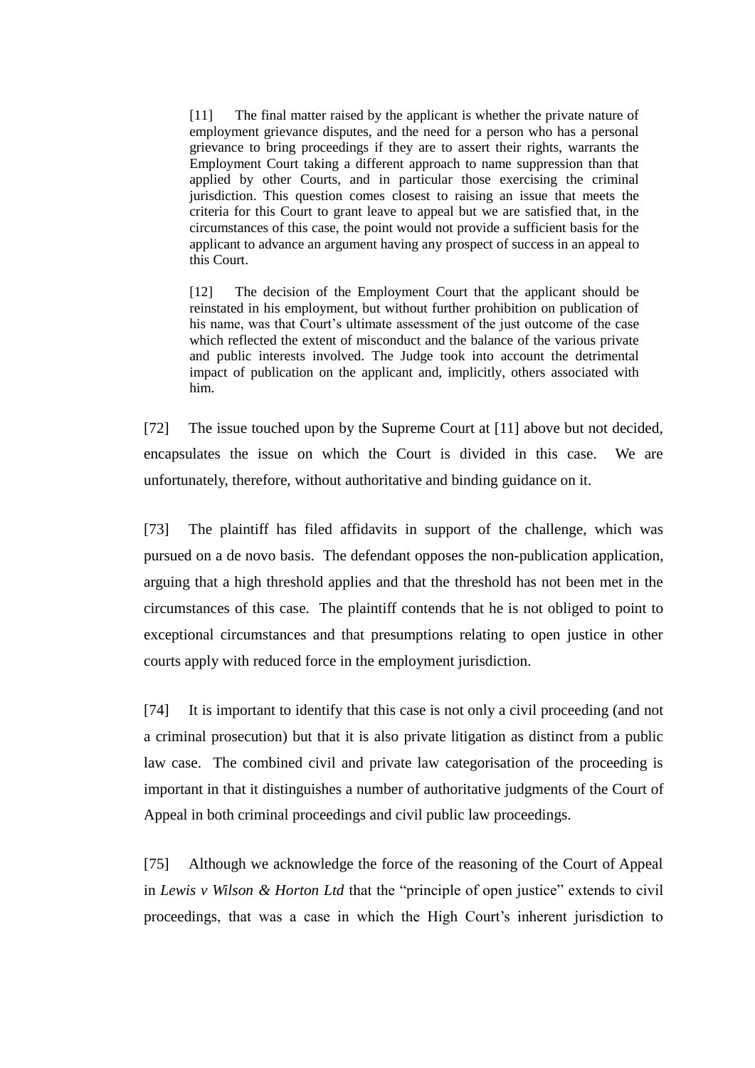> [11] The final matter raised by the applicant is whether the private nature of employment grievance disputes, and the need for a person who has a personal grievance to bring proceedings if they are to assert their rights, warrants the Employment Court taking a different approach to name suppression than that applied by other Courts, and in particular those exercising the criminal jurisdiction. This question comes closest to raising an issue that meets the criteria for this Court to grant leave to appeal but we are satisfied that, in the circumstances of this case, the point would not provide a sufficient basis for the applicant to advance an argument having any prospect of success in an appeal to this Court.
>
> [12] The decision of the Employment Court that the applicant should be reinstated in his employment, but without further prohibition on publication of his name, was that Court's ultimate assessment of the just outcome of the case which reflected the extent of misconduct and the balance of the various private and public interests involved. The Judge took into account the detrimental impact of publication on the applicant and, implicitly, others associated with him.

[72] The issue touched upon by the Supreme Court at [11] above but not decided, encapsulates the issue on which the Court is divided in this case. We are unfortunately, therefore, without authoritative and binding guidance on it.

[73] The plaintiff has filed affidavits in support of the challenge, which was pursued on a de novo basis. The defendant opposes the non-publication application, arguing that a high threshold applies and that the threshold has not been met in the circumstances of this case. The plaintiff contends that he is not obliged to point to exceptional circumstances and that presumptions relating to open justice in other courts apply with reduced force in the employment jurisdiction.

[74] It is important to identify that this case is not only a civil proceeding (and not a criminal prosecution) but that it is also private litigation as distinct from a public law case. The combined civil and private law categorisation of the proceeding is important in that it distinguishes a number of authoritative judgments of the Court of Appeal in both criminal proceedings and civil public law proceedings.

[75] Although we acknowledge the force of the reasoning of the Court of Appeal in *Lewis v Wilson & Horton Ltd* that the "principle of open justice" extends to civil proceedings, that was a case in which the High Court's inherent jurisdiction to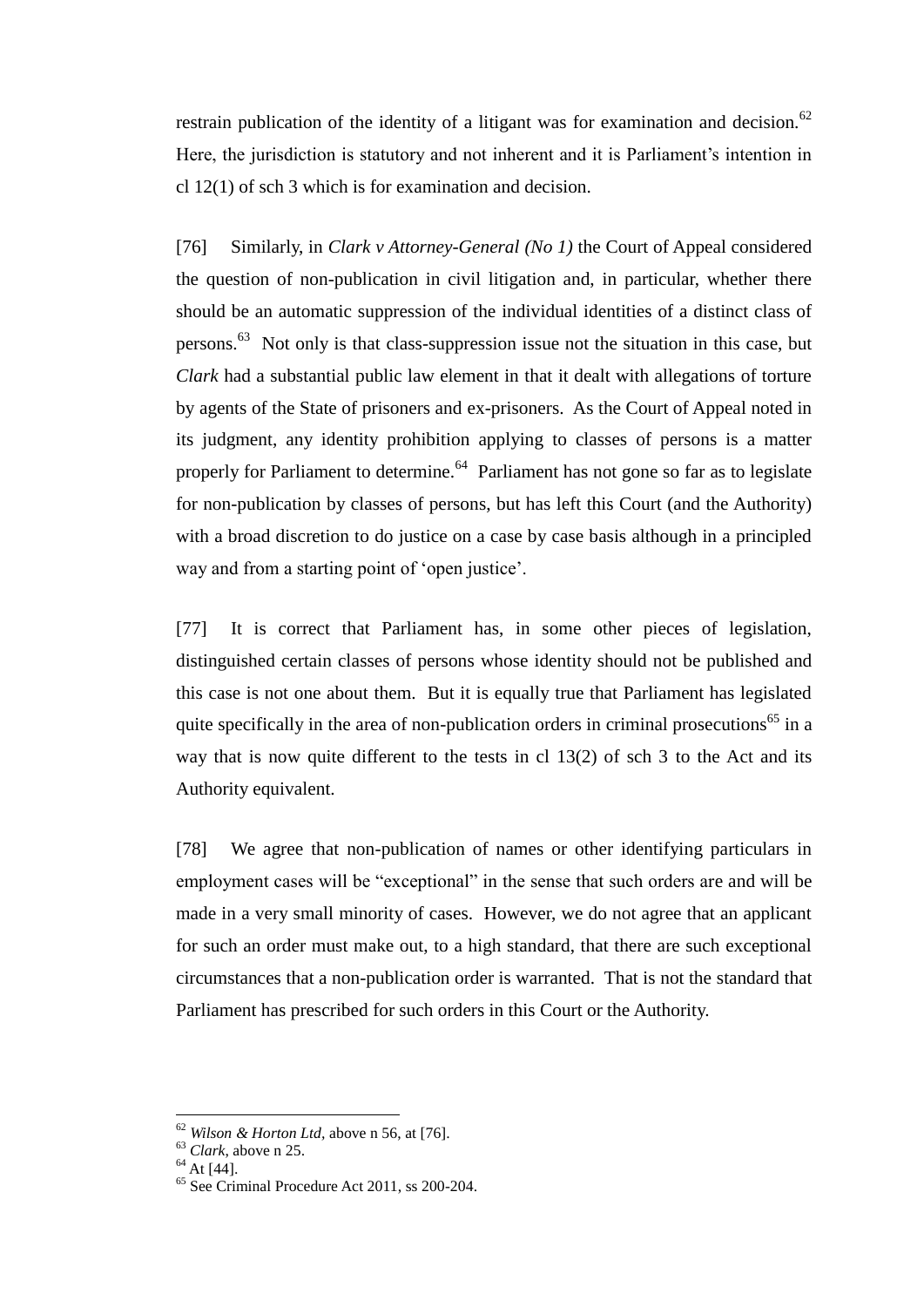restrain publication of the identity of a litigant was for examination and decision.[62] Here, the jurisdiction is statutory and not inherent and it is Parliament's intention in cl 12(1) of sch 3 which is for examination and decision.

[76] Similarly, in *Clark v Attorney-General (No 1)* the Court of Appeal considered the question of non-publication in civil litigation and, in particular, whether there should be an automatic suppression of the individual identities of a distinct class of persons.[63] Not only is that class-suppression issue not the situation in this case, but *Clark* had a substantial public law element in that it dealt with allegations of torture by agents of the State of prisoners and ex-prisoners. As the Court of Appeal noted in its judgment, any identity prohibition applying to classes of persons is a matter properly for Parliament to determine.[64] Parliament has not gone so far as to legislate for non-publication by classes of persons, but has left this Court (and the Authority) with a broad discretion to do justice on a case by case basis although in a principled way and from a starting point of 'open justice'.

[77] It is correct that Parliament has, in some other pieces of legislation, distinguished certain classes of persons whose identity should not be published and this case is not one about them. But it is equally true that Parliament has legislated quite specifically in the area of non-publication orders in criminal prosecutions[65] in a way that is now quite different to the tests in cl 13(2) of sch 3 to the Act and its Authority equivalent.

[78] We agree that non-publication of names or other identifying particulars in employment cases will be "exceptional" in the sense that such orders are and will be made in a very small minority of cases. However, we do not agree that an applicant for such an order must make out, to a high standard, that there are such exceptional circumstances that a non-publication order is warranted. That is not the standard that Parliament has prescribed for such orders in this Court or the Authority.

---

[62] *Wilson & Horton Ltd,* above n 56, at [76].
[63] *Clark*, above n 25.
[64] At [44].
[65] See Criminal Procedure Act 2011, ss 200-204.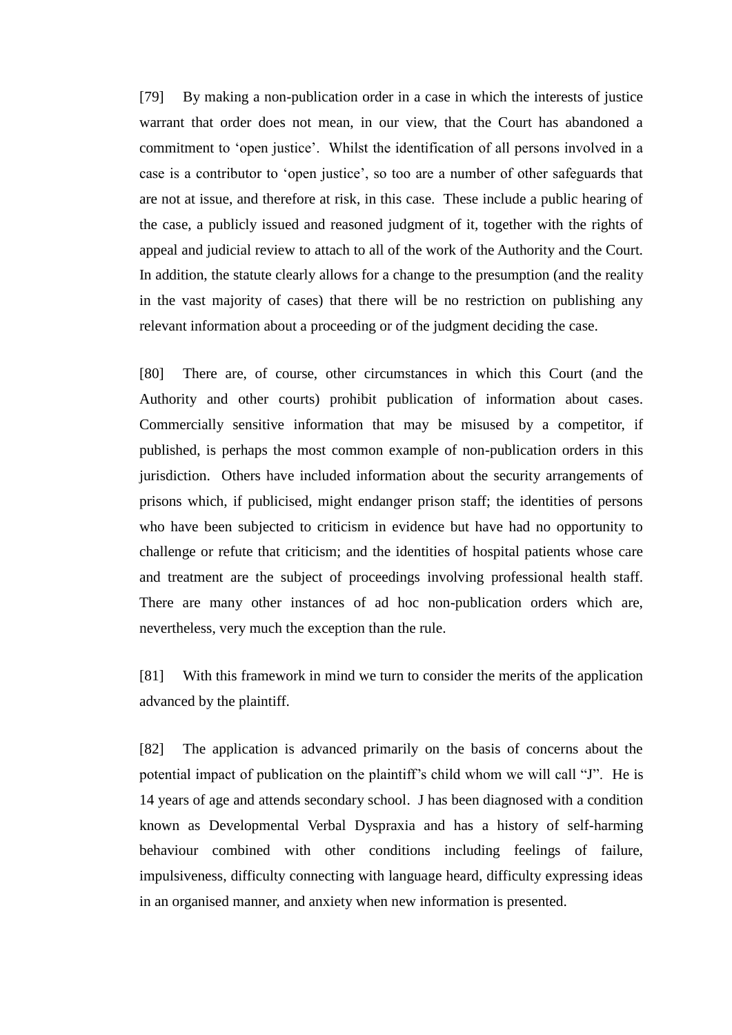[79] By making a non-publication order in a case in which the interests of justice warrant that order does not mean, in our view, that the Court has abandoned a commitment to 'open justice'. Whilst the identification of all persons involved in a case is a contributor to 'open justice', so too are a number of other safeguards that are not at issue, and therefore at risk, in this case. These include a public hearing of the case, a publicly issued and reasoned judgment of it, together with the rights of appeal and judicial review to attach to all of the work of the Authority and the Court. In addition, the statute clearly allows for a change to the presumption (and the reality in the vast majority of cases) that there will be no restriction on publishing any relevant information about a proceeding or of the judgment deciding the case.

[80] There are, of course, other circumstances in which this Court (and the Authority and other courts) prohibit publication of information about cases. Commercially sensitive information that may be misused by a competitor, if published, is perhaps the most common example of non-publication orders in this jurisdiction. Others have included information about the security arrangements of prisons which, if publicised, might endanger prison staff; the identities of persons who have been subjected to criticism in evidence but have had no opportunity to challenge or refute that criticism; and the identities of hospital patients whose care and treatment are the subject of proceedings involving professional health staff. There are many other instances of ad hoc non-publication orders which are, nevertheless, very much the exception than the rule.

[81] With this framework in mind we turn to consider the merits of the application advanced by the plaintiff.

[82] The application is advanced primarily on the basis of concerns about the potential impact of publication on the plaintiff's child whom we will call "J". He is 14 years of age and attends secondary school. J has been diagnosed with a condition known as Developmental Verbal Dyspraxia and has a history of self-harming behaviour combined with other conditions including feelings of failure, impulsiveness, difficulty connecting with language heard, difficulty expressing ideas in an organised manner, and anxiety when new information is presented.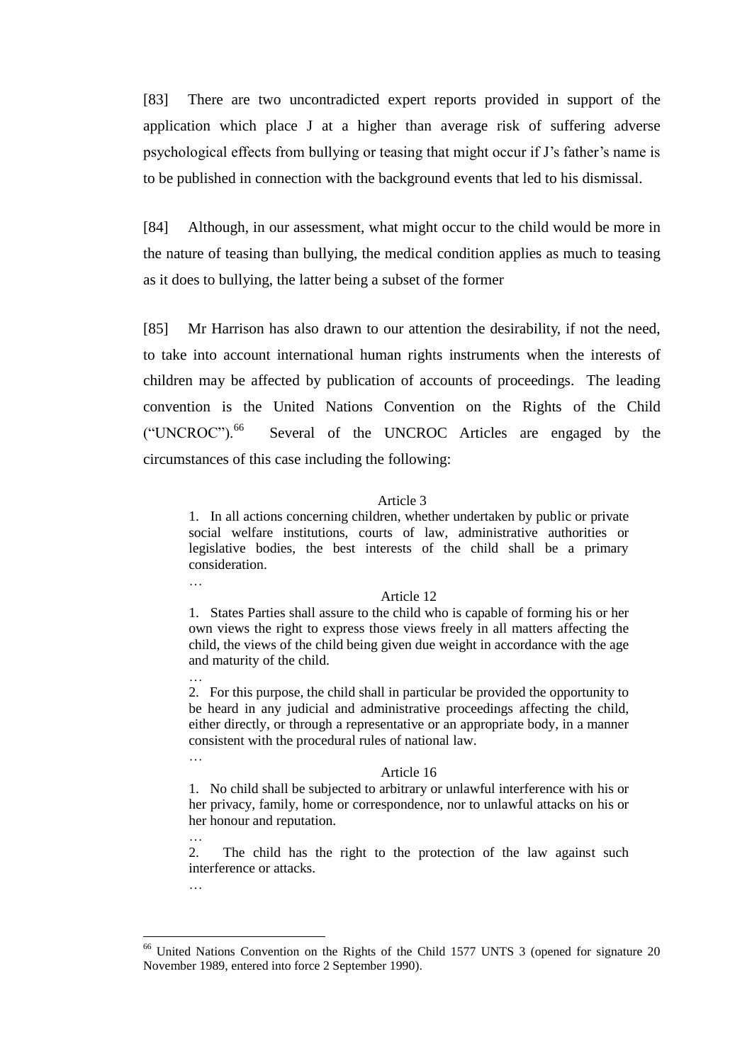[83] There are two uncontradicted expert reports provided in support of the application which place J at a higher than average risk of suffering adverse psychological effects from bullying or teasing that might occur if J's father's name is to be published in connection with the background events that led to his dismissal.

[84] Although, in our assessment, what might occur to the child would be more in the nature of teasing than bullying, the medical condition applies as much to teasing as it does to bullying, the latter being a subset of the former

[85] Mr Harrison has also drawn to our attention the desirability, if not the need, to take into account international human rights instruments when the interests of children may be affected by publication of accounts of proceedings. The leading convention is the United Nations Convention on the Rights of the Child ("UNCROC").[66] Several of the UNCROC Articles are engaged by the circumstances of this case including the following:

> Article 3
>
> 1. In all actions concerning children, whether undertaken by public or private social welfare institutions, courts of law, administrative authorities or legislative bodies, the best interests of the child shall be a primary consideration.
>
> …
>
> Article 12
>
> 1. States Parties shall assure to the child who is capable of forming his or her own views the right to express those views freely in all matters affecting the child, the views of the child being given due weight in accordance with the age and maturity of the child.
>
> …
>
> 2. For this purpose, the child shall in particular be provided the opportunity to be heard in any judicial and administrative proceedings affecting the child, either directly, or through a representative or an appropriate body, in a manner consistent with the procedural rules of national law.
>
> …
>
> Article 16
>
> 1. No child shall be subjected to arbitrary or unlawful interference with his or her privacy, family, home or correspondence, nor to unlawful attacks on his or her honour and reputation.
>
> …
>
> 2. The child has the right to the protection of the law against such interference or attacks.
>
> …

[66] United Nations Convention on the Rights of the Child 1577 UNTS 3 (opened for signature 20 November 1989, entered into force 2 September 1990).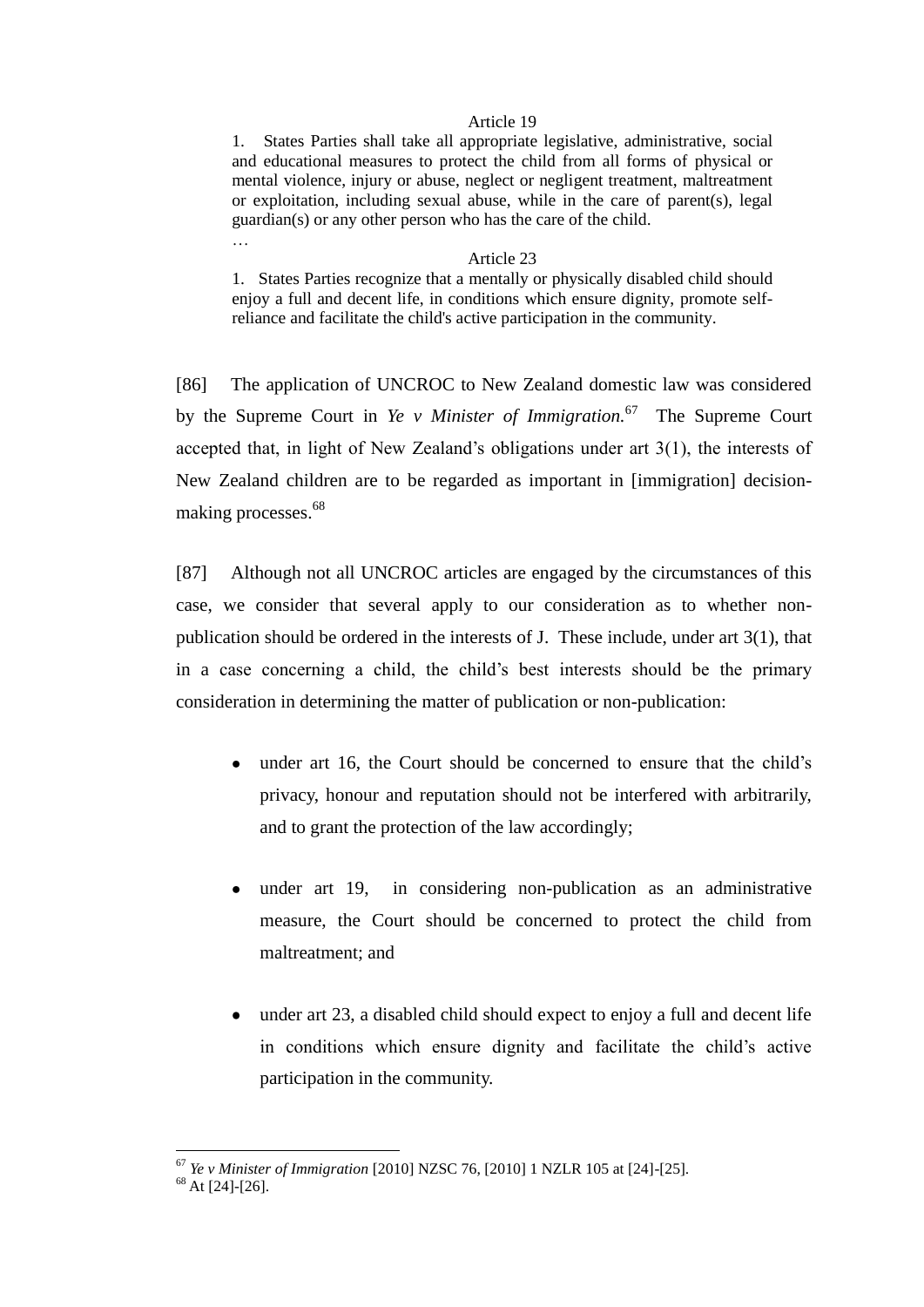> Article 19
>
> 1. States Parties shall take all appropriate legislative, administrative, social and educational measures to protect the child from all forms of physical or mental violence, injury or abuse, neglect or negligent treatment, maltreatment or exploitation, including sexual abuse, while in the care of parent(s), legal guardian(s) or any other person who has the care of the child.
>
> …
>
> Article 23
>
> 1. States Parties recognize that a mentally or physically disabled child should enjoy a full and decent life, in conditions which ensure dignity, promote self-reliance and facilitate the child's active participation in the community.

[86] The application of UNCROC to New Zealand domestic law was considered by the Supreme Court in *Ye v Minister of Immigration.*[67] The Supreme Court accepted that, in light of New Zealand's obligations under art 3(1), the interests of New Zealand children are to be regarded as important in [immigration] decision-making processes.[68]

[87] Although not all UNCROC articles are engaged by the circumstances of this case, we consider that several apply to our consideration as to whether non-publication should be ordered in the interests of J. These include, under art 3(1), that in a case concerning a child, the child's best interests should be the primary consideration in determining the matter of publication or non-publication:

- under art 16, the Court should be concerned to ensure that the child's privacy, honour and reputation should not be interfered with arbitrarily, and to grant the protection of the law accordingly;
- under art 19, in considering non-publication as an administrative measure, the Court should be concerned to protect the child from maltreatment; and
- under art 23, a disabled child should expect to enjoy a full and decent life in conditions which ensure dignity and facilitate the child's active participation in the community.

---

[67] *Ye v Minister of Immigration* [2010] NZSC 76, [2010] 1 NZLR 105 at [24]-[25].

[68] At [24]-[26].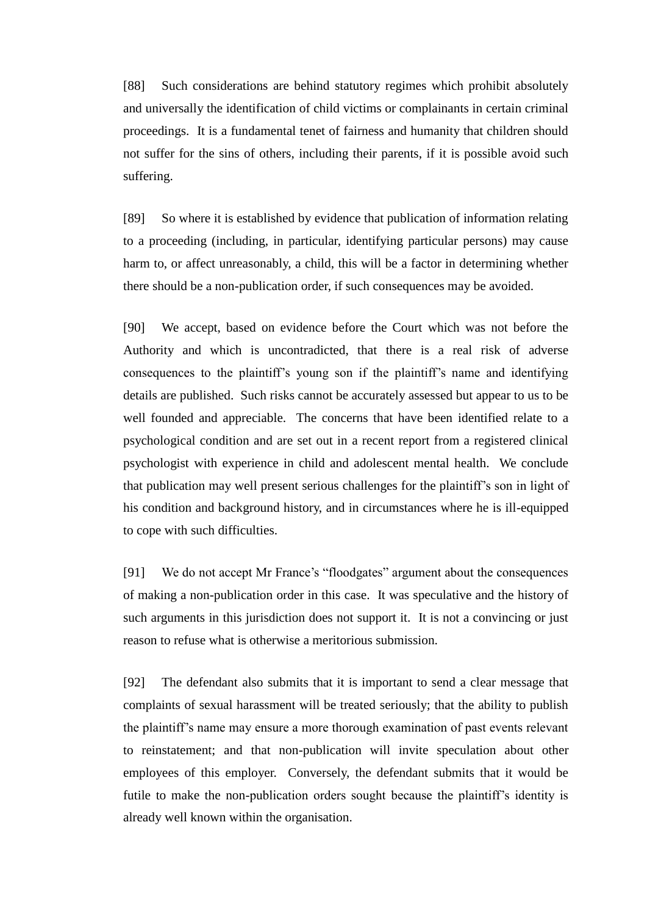[88] Such considerations are behind statutory regimes which prohibit absolutely and universally the identification of child victims or complainants in certain criminal proceedings. It is a fundamental tenet of fairness and humanity that children should not suffer for the sins of others, including their parents, if it is possible avoid such suffering.

[89] So where it is established by evidence that publication of information relating to a proceeding (including, in particular, identifying particular persons) may cause harm to, or affect unreasonably, a child, this will be a factor in determining whether there should be a non-publication order, if such consequences may be avoided.

[90] We accept, based on evidence before the Court which was not before the Authority and which is uncontradicted, that there is a real risk of adverse consequences to the plaintiff's young son if the plaintiff's name and identifying details are published. Such risks cannot be accurately assessed but appear to us to be well founded and appreciable. The concerns that have been identified relate to a psychological condition and are set out in a recent report from a registered clinical psychologist with experience in child and adolescent mental health. We conclude that publication may well present serious challenges for the plaintiff's son in light of his condition and background history, and in circumstances where he is ill-equipped to cope with such difficulties.

[91] We do not accept Mr France's "floodgates" argument about the consequences of making a non-publication order in this case. It was speculative and the history of such arguments in this jurisdiction does not support it. It is not a convincing or just reason to refuse what is otherwise a meritorious submission.

[92] The defendant also submits that it is important to send a clear message that complaints of sexual harassment will be treated seriously; that the ability to publish the plaintiff's name may ensure a more thorough examination of past events relevant to reinstatement; and that non-publication will invite speculation about other employees of this employer. Conversely, the defendant submits that it would be futile to make the non-publication orders sought because the plaintiff's identity is already well known within the organisation.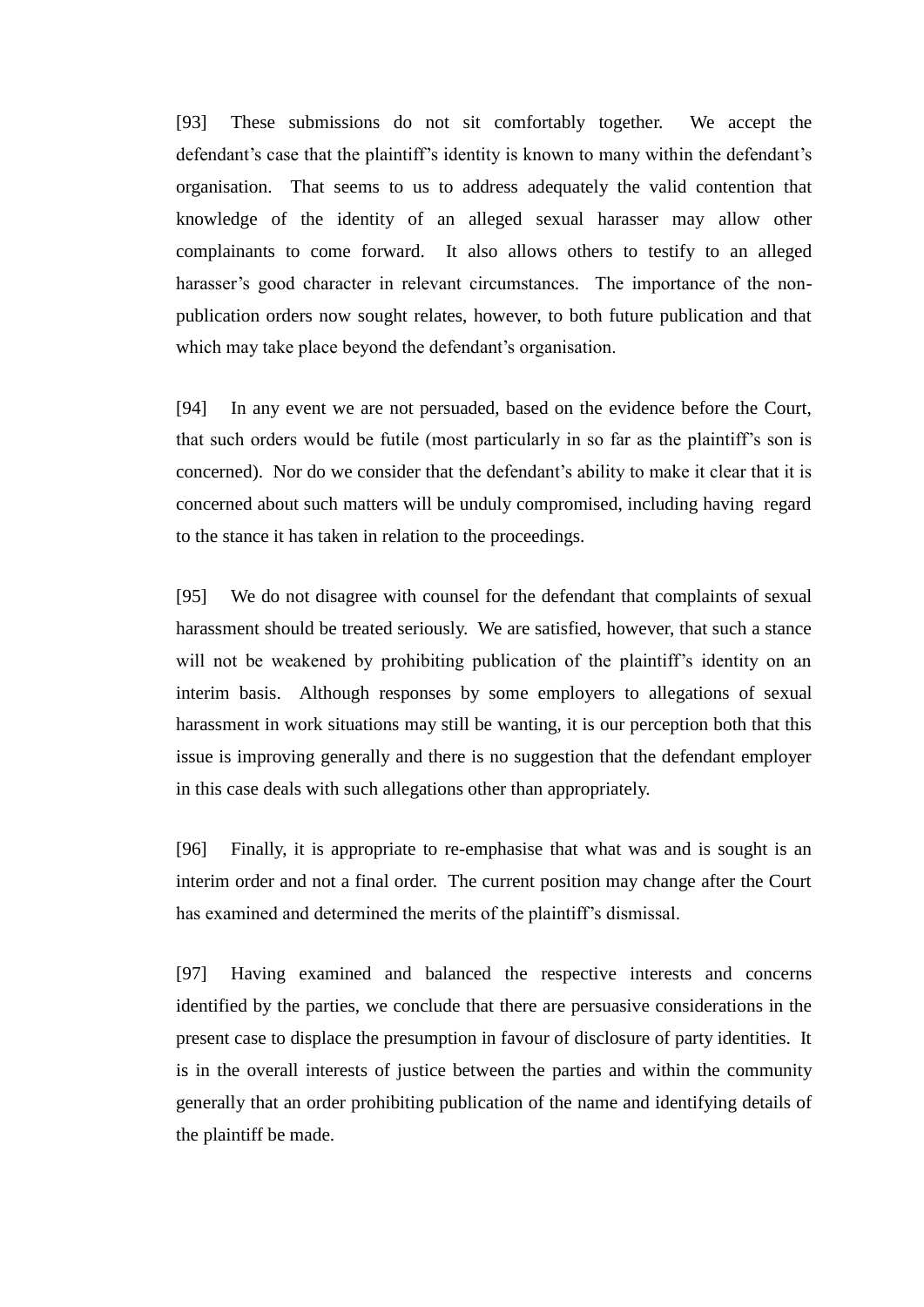[93] These submissions do not sit comfortably together. We accept the defendant's case that the plaintiff's identity is known to many within the defendant's organisation. That seems to us to address adequately the valid contention that knowledge of the identity of an alleged sexual harasser may allow other complainants to come forward. It also allows others to testify to an alleged harasser's good character in relevant circumstances. The importance of the non-publication orders now sought relates, however, to both future publication and that which may take place beyond the defendant's organisation.

[94] In any event we are not persuaded, based on the evidence before the Court, that such orders would be futile (most particularly in so far as the plaintiff's son is concerned). Nor do we consider that the defendant's ability to make it clear that it is concerned about such matters will be unduly compromised, including having regard to the stance it has taken in relation to the proceedings.

[95] We do not disagree with counsel for the defendant that complaints of sexual harassment should be treated seriously. We are satisfied, however, that such a stance will not be weakened by prohibiting publication of the plaintiff's identity on an interim basis. Although responses by some employers to allegations of sexual harassment in work situations may still be wanting, it is our perception both that this issue is improving generally and there is no suggestion that the defendant employer in this case deals with such allegations other than appropriately.

[96] Finally, it is appropriate to re-emphasise that what was and is sought is an interim order and not a final order. The current position may change after the Court has examined and determined the merits of the plaintiff's dismissal.

[97] Having examined and balanced the respective interests and concerns identified by the parties, we conclude that there are persuasive considerations in the present case to displace the presumption in favour of disclosure of party identities. It is in the overall interests of justice between the parties and within the community generally that an order prohibiting publication of the name and identifying details of the plaintiff be made.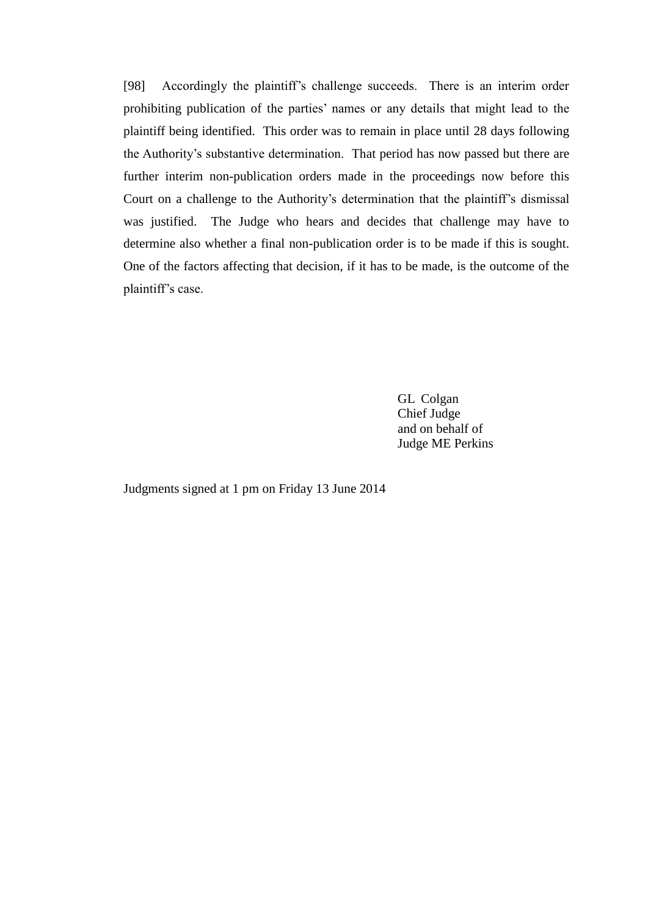[98] Accordingly the plaintiff's challenge succeeds. There is an interim order prohibiting publication of the parties' names or any details that might lead to the plaintiff being identified. This order was to remain in place until 28 days following the Authority's substantive determination. That period has now passed but there are further interim non-publication orders made in the proceedings now before this Court on a challenge to the Authority's determination that the plaintiff's dismissal was justified. The Judge who hears and decides that challenge may have to determine also whether a final non-publication order is to be made if this is sought. One of the factors affecting that decision, if it has to be made, is the outcome of the plaintiff's case.

GL Colgan
Chief Judge
and on behalf of
Judge ME Perkins

Judgments signed at 1 pm on Friday 13 June 2014